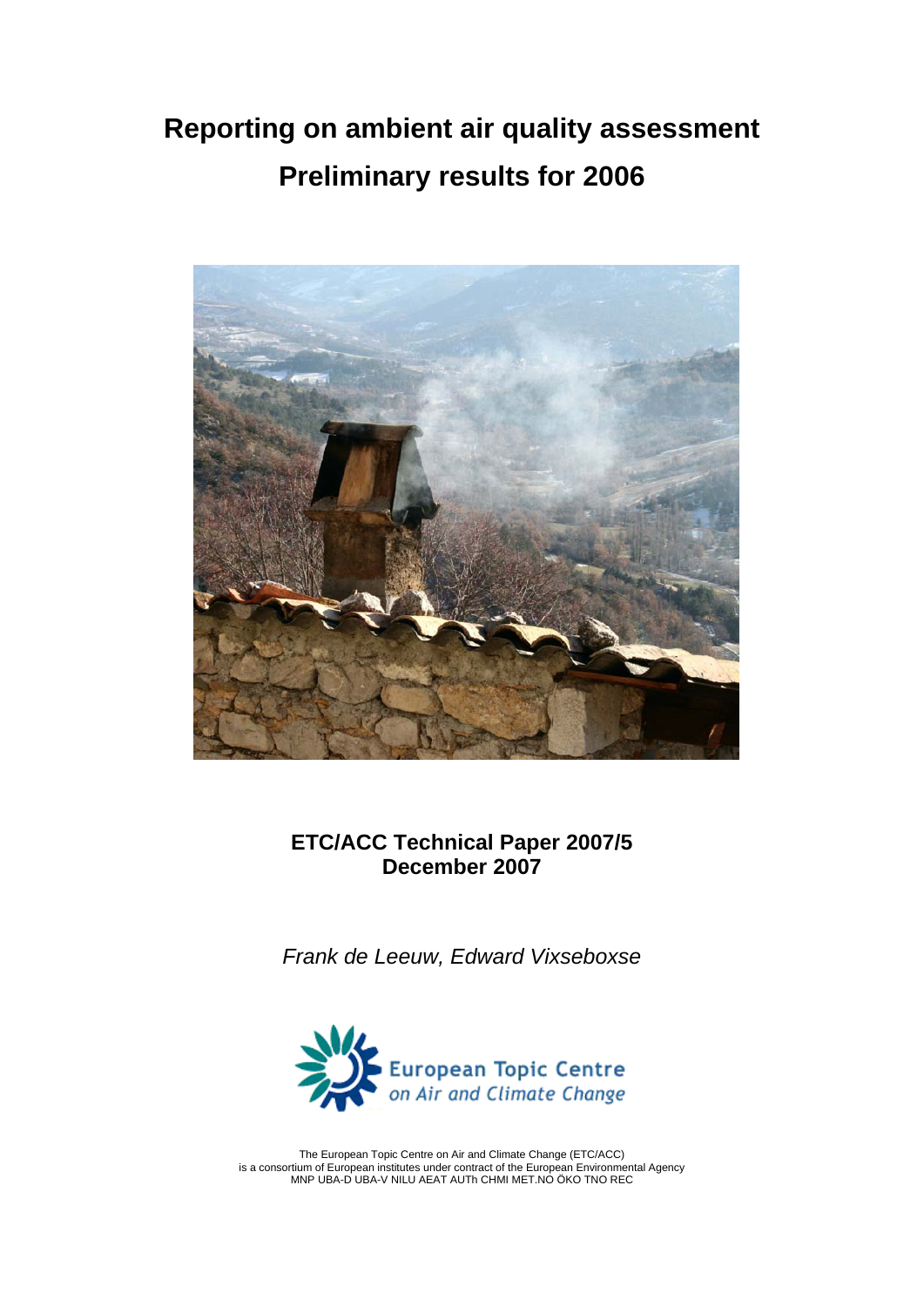# Reporting on ambient air quality assessment

# Preliminary results for 2006

**ETC/ACC Technical Paper 2007/5**
**December 2007**

*Frank de Leeuw, Edward Vixseboxse*

European Topic Centre
*on Air and Climate Change*

The European Topic Centre on Air and Climate Change (ETC/ACC)
is a consortium of European institutes under contract of the European Environmental Agency
MNP UBA-D UBA-V NILU AEAT AUTh CHMI MET.NO ÖKO TNO REC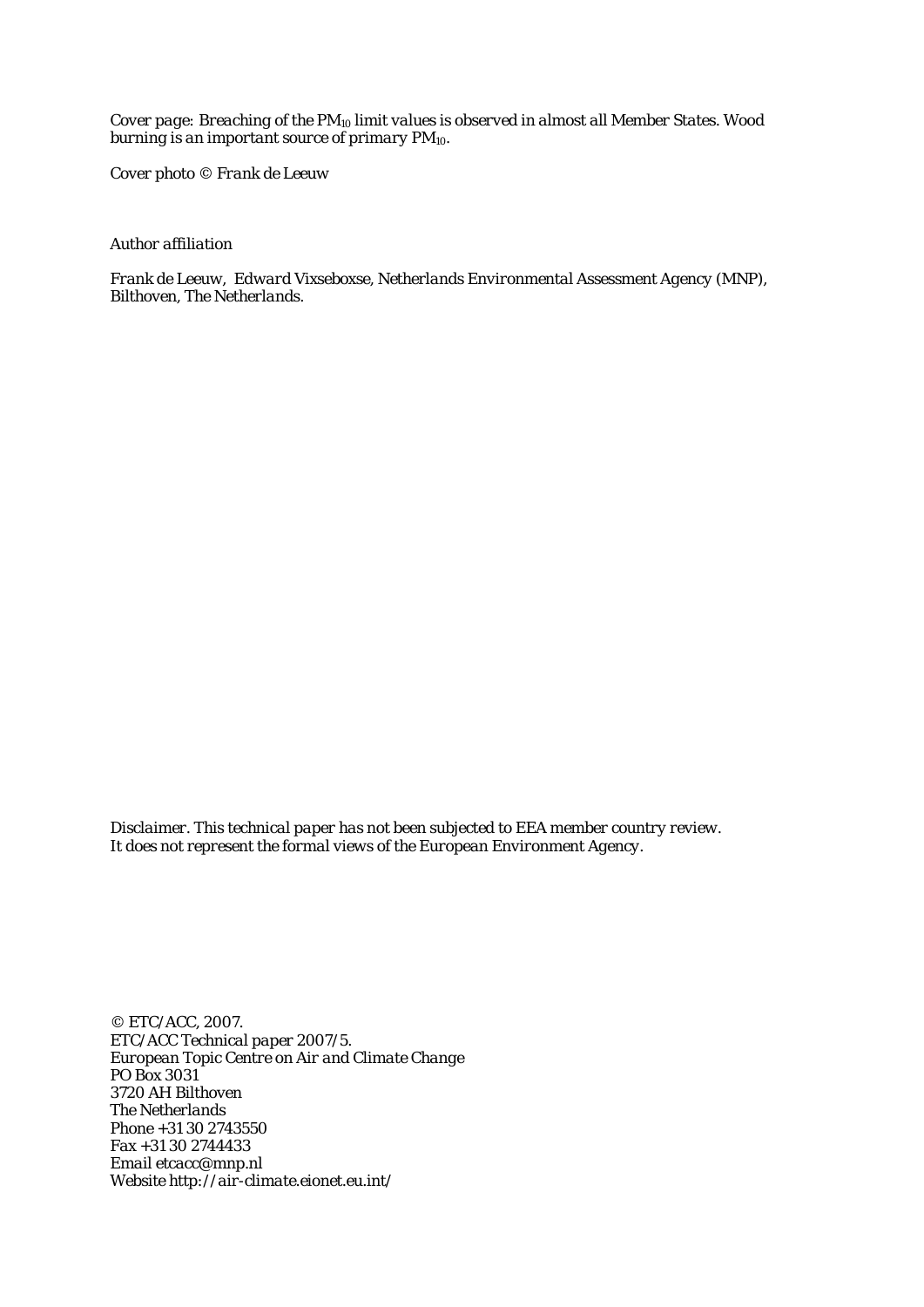*Cover page: Breaching of the $PM_{10}$ limit values is observed in almost all Member States. Wood burning is an important source of primary $PM_{10}$.*

*Cover photo © Frank de Leeuw*

*Author affiliation*

*Frank de Leeuw, Edward Vixseboxse, Netherlands Environmental Assessment Agency (MNP), Bilthoven, The Netherlands.*

*Disclaimer. This technical paper has not been subjected to EEA member country review. It does not represent the formal views of the European Environment Agency.*

*© ETC/ACC, 2007.*
*ETC/ACC Technical paper 2007/5.*
*European Topic Centre on Air and Climate Change*
*PO Box 3031*
*3720 AH Bilthoven*
*The Netherlands*
*Phone +31 30 2743550*
*Fax +31 30 2744433*
*Email etcacc@mnp.nl*
*Website http://air-climate.eionet.eu.int/*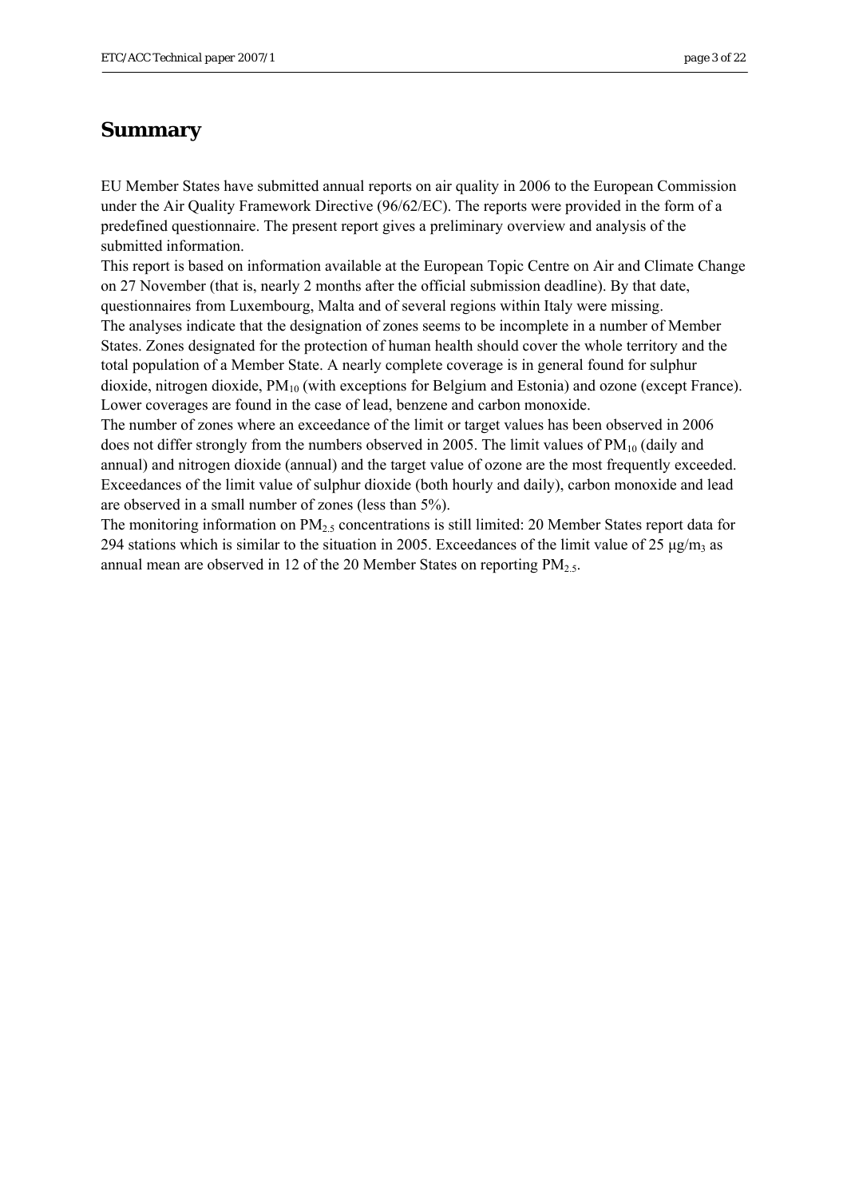# Summary

EU Member States have submitted annual reports on air quality in 2006 to the European Commission under the Air Quality Framework Directive (96/62/EC). The reports were provided in the form of a predefined questionnaire. The present report gives a preliminary overview and analysis of the submitted information.

This report is based on information available at the European Topic Centre on Air and Climate Change on 27 November (that is, nearly 2 months after the official submission deadline). By that date, questionnaires from Luxembourg, Malta and of several regions within Italy were missing.

The analyses indicate that the designation of zones seems to be incomplete in a number of Member States. Zones designated for the protection of human health should cover the whole territory and the total population of a Member State. A nearly complete coverage is in general found for sulphur dioxide, nitrogen dioxide, $PM_{10}$ (with exceptions for Belgium and Estonia) and ozone (except France). Lower coverages are found in the case of lead, benzene and carbon monoxide.

The number of zones where an exceedance of the limit or target values has been observed in 2006 does not differ strongly from the numbers observed in 2005. The limit values of $PM_{10}$ (daily and annual) and nitrogen dioxide (annual) and the target value of ozone are the most frequently exceeded. Exceedances of the limit value of sulphur dioxide (both hourly and daily), carbon monoxide and lead are observed in a small number of zones (less than 5%).

The monitoring information on $PM_{2.5}$ concentrations is still limited: 20 Member States report data for 294 stations which is similar to the situation in 2005. Exceedances of the limit value of 25 $\mu g/m_3$ as annual mean are observed in 12 of the 20 Member States on reporting $PM_{2.5}$.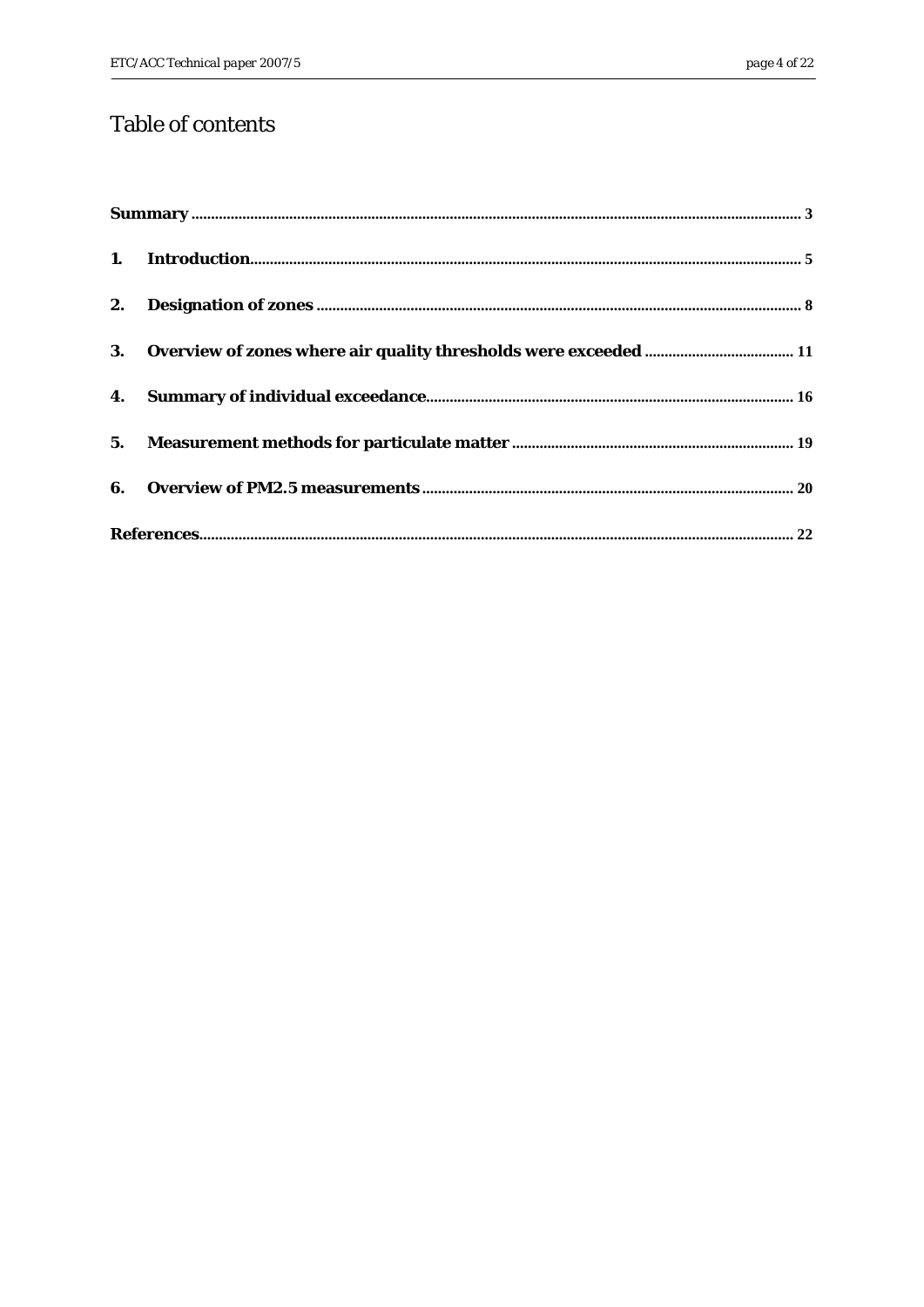# Table of contents

**Summary** .......... 3

**1. Introduction** .......... 5

**2. Designation of zones** .......... 8

**3. Overview of zones where air quality thresholds were exceeded** .......... 11

**4. Summary of individual exceedance** .......... 16

**5. Measurement methods for particulate matter** .......... 19

**6. Overview of PM2.5 measurements** .......... 20

**References** .......... 22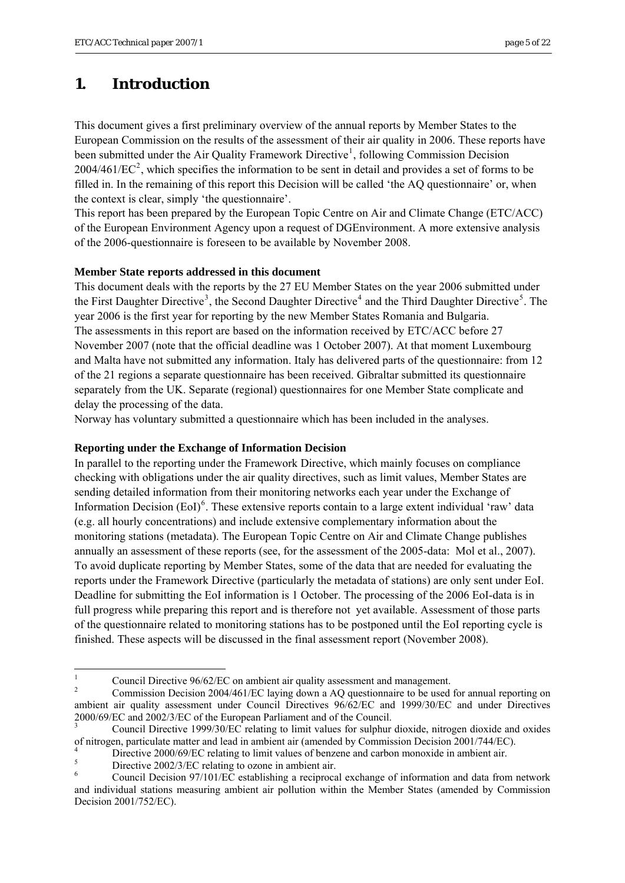# 1. Introduction

This document gives a first preliminary overview of the annual reports by Member States to the European Commission on the results of the assessment of their air quality in 2006. These reports have been submitted under the Air Quality Framework Directive[1], following Commission Decision 2004/461/EC[2], which specifies the information to be sent in detail and provides a set of forms to be filled in. In the remaining of this report this Decision will be called 'the AQ questionnaire' or, when the context is clear, simply 'the questionnaire'.
This report has been prepared by the European Topic Centre on Air and Climate Change (ETC/ACC) of the European Environment Agency upon a request of DGEnvironment. A more extensive analysis of the 2006-questionnaire is foreseen to be available by November 2008.

**Member State reports addressed in this document**

This document deals with the reports by the 27 EU Member States on the year 2006 submitted under the First Daughter Directive[3], the Second Daughter Directive[4] and the Third Daughter Directive[5]. The year 2006 is the first year for reporting by the new Member States Romania and Bulgaria.
The assessments in this report are based on the information received by ETC/ACC before 27 November 2007 (note that the official deadline was 1 October 2007). At that moment Luxembourg and Malta have not submitted any information. Italy has delivered parts of the questionnaire: from 12 of the 21 regions a separate questionnaire has been received. Gibraltar submitted its questionnaire separately from the UK. Separate (regional) questionnaires for one Member State complicate and delay the processing of the data.
Norway has voluntary submitted a questionnaire which has been included in the analyses.

**Reporting under the Exchange of Information Decision**

In parallel to the reporting under the Framework Directive, which mainly focuses on compliance checking with obligations under the air quality directives, such as limit values, Member States are sending detailed information from their monitoring networks each year under the Exchange of Information Decision (EoI)[6]. These extensive reports contain to a large extent individual 'raw' data (e.g. all hourly concentrations) and include extensive complementary information about the monitoring stations (metadata). The European Topic Centre on Air and Climate Change publishes annually an assessment of these reports (see, for the assessment of the 2005-data: Mol et al., 2007). To avoid duplicate reporting by Member States, some of the data that are needed for evaluating the reports under the Framework Directive (particularly the metadata of stations) are only sent under EoI. Deadline for submitting the EoI information is 1 October. The processing of the 2006 EoI-data is in full progress while preparing this report and is therefore not yet available. Assessment of those parts of the questionnaire related to monitoring stations has to be postponed until the EoI reporting cycle is finished. These aspects will be discussed in the final assessment report (November 2008).

---

[1] Council Directive 96/62/EC on ambient air quality assessment and management.

[2] Commission Decision 2004/461/EC laying down a AQ questionnaire to be used for annual reporting on ambient air quality assessment under Council Directives 96/62/EC and 1999/30/EC and under Directives 2000/69/EC and 2002/3/EC of the European Parliament and of the Council.

[3] Council Directive 1999/30/EC relating to limit values for sulphur dioxide, nitrogen dioxide and oxides of nitrogen, particulate matter and lead in ambient air (amended by Commission Decision 2001/744/EC).

[4] Directive 2000/69/EC relating to limit values of benzene and carbon monoxide in ambient air.

[5] Directive 2002/3/EC relating to ozone in ambient air.

[6] Council Decision 97/101/EC establishing a reciprocal exchange of information and data from network and individual stations measuring ambient air pollution within the Member States (amended by Commission Decision 2001/752/EC).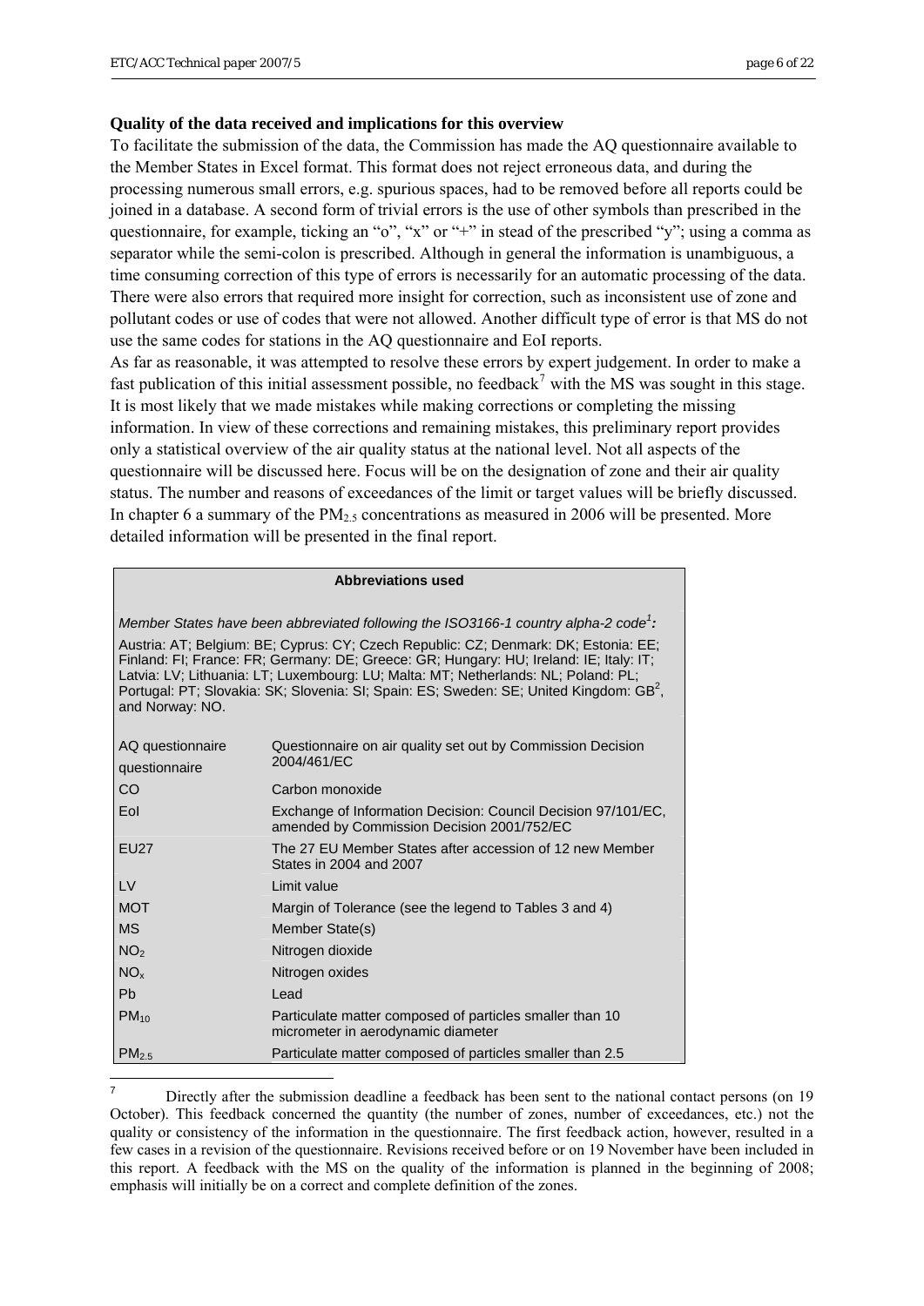**Quality of the data received and implications for this overview**

To facilitate the submission of the data, the Commission has made the AQ questionnaire available to the Member States in Excel format. This format does not reject erroneous data, and during the processing numerous small errors, e.g. spurious spaces, had to be removed before all reports could be joined in a database. A second form of trivial errors is the use of other symbols than prescribed in the questionnaire, for example, ticking an "o", "x" or "+" in stead of the prescribed "y"; using a comma as separator while the semi-colon is prescribed. Although in general the information is unambiguous, a time consuming correction of this type of errors is necessarily for an automatic processing of the data. There were also errors that required more insight for correction, such as inconsistent use of zone and pollutant codes or use of codes that were not allowed. Another difficult type of error is that MS do not use the same codes for stations in the AQ questionnaire and EoI reports.

As far as reasonable, it was attempted to resolve these errors by expert judgement. In order to make a fast publication of this initial assessment possible, no feedback[7] with the MS was sought in this stage. It is most likely that we made mistakes while making corrections or completing the missing information. In view of these corrections and remaining mistakes, this preliminary report provides only a statistical overview of the air quality status at the national level. Not all aspects of the questionnaire will be discussed here. Focus will be on the designation of zone and their air quality status. The number and reasons of exceedances of the limit or target values will be briefly discussed. In chapter 6 a summary of the $PM_{2.5}$ concentrations as measured in 2006 will be presented. More detailed information will be presented in the final report.

**Abbreviations used**

*Member States have been abbreviated following the ISO3166-1 country alpha-2 code[1]:*

Austria: AT; Belgium: BE; Cyprus: CY; Czech Republic: CZ; Denmark: DK; Estonia: EE; Finland: FI; France: FR; Germany: DE; Greece: GR; Hungary: HU; Ireland: IE; Italy: IT; Latvia: LV; Lithuania: LT; Luxembourg: LU; Malta: MT; Netherlands: NL; Poland: PL; Portugal: PT; Slovakia: SK; Slovenia: SI; Spain: ES; Sweden: SE; United Kingdom: GB[2], and Norway: NO.

| Abbreviation | Meaning |
|---|---|
| AQ questionnaire questionnaire | Questionnaire on air quality set out by Commission Decision 2004/461/EC |
| CO | Carbon monoxide |
| EoI | Exchange of Information Decision: Council Decision 97/101/EC, amended by Commission Decision 2001/752/EC |
| EU27 | The 27 EU Member States after accession of 12 new Member States in 2004 and 2007 |
| LV | Limit value |
| MOT | Margin of Tolerance (see the legend to Tables 3 and 4) |
| MS | Member State(s) |
| $NO_2$ | Nitrogen dioxide |
| $NO_x$ | Nitrogen oxides |
| Pb | Lead |
| $PM_{10}$ | Particulate matter composed of particles smaller than 10 micrometer in aerodynamic diameter |
| $PM_{2.5}$ | Particulate matter composed of particles smaller than 2.5 |

[7] Directly after the submission deadline a feedback has been sent to the national contact persons (on 19 October). This feedback concerned the quantity (the number of zones, number of exceedances, etc.) not the quality or consistency of the information in the questionnaire. The first feedback action, however, resulted in a few cases in a revision of the questionnaire. Revisions received before or on 19 November have been included in this report. A feedback with the MS on the quality of the information is planned in the beginning of 2008; emphasis will initially be on a correct and complete definition of the zones.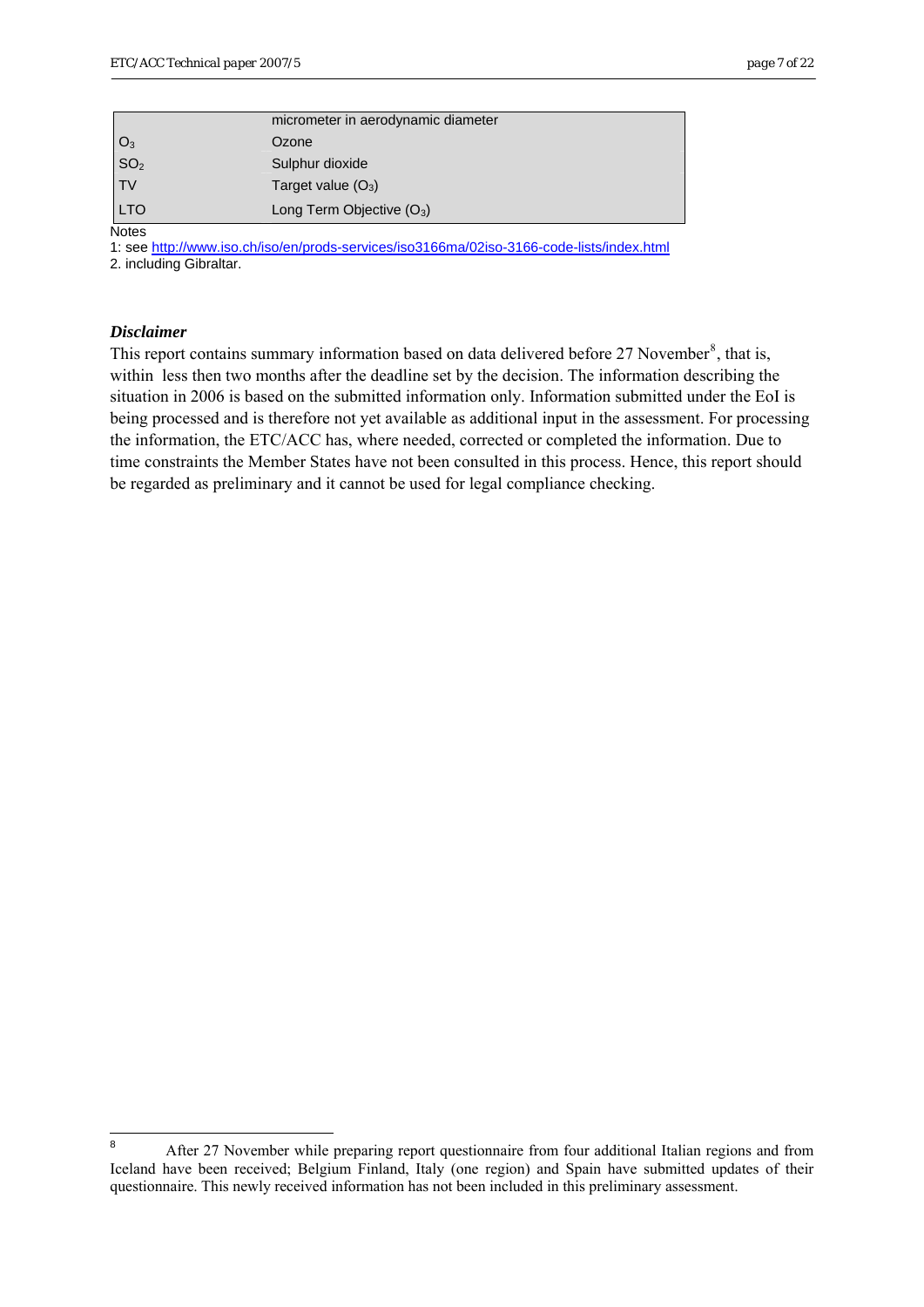| | |
|---|---|
| | micrometer in aerodynamic diameter |
| $O_3$ | Ozone |
| $SO_2$ | Sulphur dioxide |
| TV | Target value ($O_3$) |
| LTO | Long Term Objective ($O_3$) |

Notes

1: see http://www.iso.ch/iso/en/prods-services/iso3166ma/02iso-3166-code-lists/index.html

2. including Gibraltar.

***Disclaimer***

This report contains summary information based on data delivered before 27 November[8], that is, within less then two months after the deadline set by the decision. The information describing the situation in 2006 is based on the submitted information only. Information submitted under the EoI is being processed and is therefore not yet available as additional input in the assessment. For processing the information, the ETC/ACC has, where needed, corrected or completed the information. Due to time constraints the Member States have not been consulted in this process. Hence, this report should be regarded as preliminary and it cannot be used for legal compliance checking.

[8] After 27 November while preparing report questionnaire from four additional Italian regions and from Iceland have been received; Belgium Finland, Italy (one region) and Spain have submitted updates of their questionnaire. This newly received information has not been included in this preliminary assessment.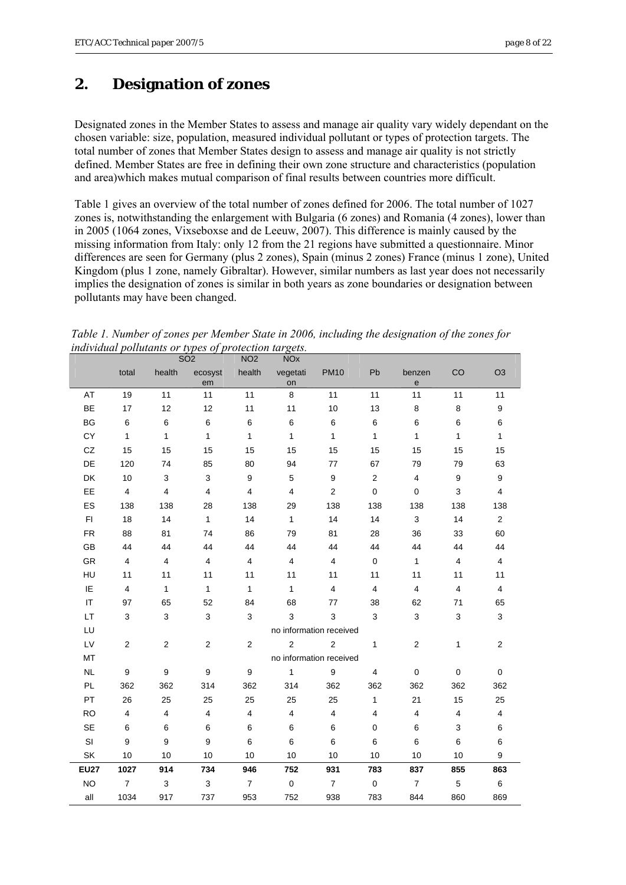## 2. Designation of zones

Designated zones in the Member States to assess and manage air quality vary widely dependant on the chosen variable: size, population, measured individual pollutant or types of protection targets. The total number of zones that Member States design to assess and manage air quality is not strictly defined. Member States are free in defining their own zone structure and characteristics (population and area)which makes mutual comparison of final results between countries more difficult.

Table 1 gives an overview of the total number of zones defined for 2006. The total number of 1027 zones is, notwithstanding the enlargement with Bulgaria (6 zones) and Romania (4 zones), lower than in 2005 (1064 zones, Vixseboxse and de Leeuw, 2007). This difference is mainly caused by the missing information from Italy: only 12 from the 21 regions have submitted a questionnaire. Minor differences are seen for Germany (plus 2 zones), Spain (minus 2 zones) France (minus 1 zone), United Kingdom (plus 1 zone, namely Gibraltar). However, similar numbers as last year does not necessarily implies the designation of zones is similar in both years as zone boundaries or designation between pollutants may have been changed.

*Table 1. Number of zones per Member State in 2006, including the designation of the zones for individual pollutants or types of protection targets.*

| | | SO2 | | NO2 | NOx | | | | | |
|---|---|---|---|---|---|---|---|---|---|---|
| | total | health | ecosystem | health | vegetation | PM10 | Pb | benzene | CO | O3 |
| AT | 19 | 11 | 11 | 11 | 8 | 11 | 11 | 11 | 11 | 11 |
| BE | 17 | 12 | 12 | 11 | 11 | 10 | 13 | 8 | 8 | 9 |
| BG | 6 | 6 | 6 | 6 | 6 | 6 | 6 | 6 | 6 | 6 |
| CY | 1 | 1 | 1 | 1 | 1 | 1 | 1 | 1 | 1 | 1 |
| CZ | 15 | 15 | 15 | 15 | 15 | 15 | 15 | 15 | 15 | 15 |
| DE | 120 | 74 | 85 | 80 | 94 | 77 | 67 | 79 | 79 | 63 |
| DK | 10 | 3 | 3 | 9 | 5 | 9 | 2 | 4 | 9 | 9 |
| EE | 4 | 4 | 4 | 4 | 4 | 2 | 0 | 0 | 3 | 4 |
| ES | 138 | 138 | 28 | 138 | 29 | 138 | 138 | 138 | 138 | 138 |
| FI | 18 | 14 | 1 | 14 | 1 | 14 | 14 | 3 | 14 | 2 |
| FR | 88 | 81 | 74 | 86 | 79 | 81 | 28 | 36 | 33 | 60 |
| GB | 44 | 44 | 44 | 44 | 44 | 44 | 44 | 44 | 44 | 44 |
| GR | 4 | 4 | 4 | 4 | 4 | 4 | 0 | 1 | 4 | 4 |
| HU | 11 | 11 | 11 | 11 | 11 | 11 | 11 | 11 | 11 | 11 |
| IE | 4 | 1 | 1 | 1 | 1 | 4 | 4 | 4 | 4 | 4 |
| IT | 97 | 65 | 52 | 84 | 68 | 77 | 38 | 62 | 71 | 65 |
| LT | 3 | 3 | 3 | 3 | 3 | 3 | 3 | 3 | 3 | 3 |
| LU | no information received | | | | | | | | | |
| LV | 2 | 2 | 2 | 2 | 2 | 2 | 1 | 2 | 1 | 2 |
| MT | no information received | | | | | | | | | |
| NL | 9 | 9 | 9 | 9 | 1 | 9 | 4 | 0 | 0 | 0 |
| PL | 362 | 362 | 314 | 362 | 314 | 362 | 362 | 362 | 362 | 362 |
| PT | 26 | 25 | 25 | 25 | 25 | 25 | 1 | 21 | 15 | 25 |
| RO | 4 | 4 | 4 | 4 | 4 | 4 | 4 | 4 | 4 | 4 |
| SE | 6 | 6 | 6 | 6 | 6 | 6 | 0 | 6 | 3 | 6 |
| SI | 9 | 9 | 9 | 6 | 6 | 6 | 6 | 6 | 6 | 6 |
| SK | 10 | 10 | 10 | 10 | 10 | 10 | 10 | 10 | 10 | 9 |
| **EU27** | **1027** | **914** | **734** | **946** | **752** | **931** | **783** | **837** | **855** | **863** |
| NO | 7 | 3 | 3 | 7 | 0 | 7 | 0 | 7 | 5 | 6 |
| all | 1034 | 917 | 737 | 953 | 752 | 938 | 783 | 844 | 860 | 869 |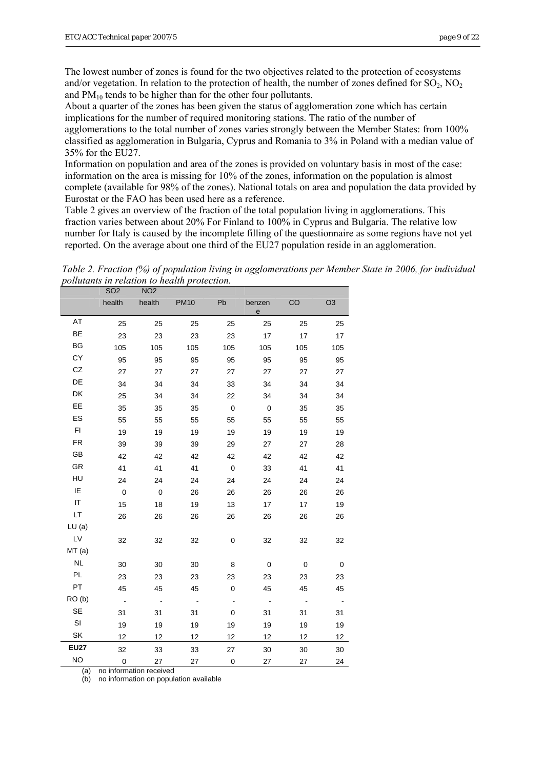The lowest number of zones is found for the two objectives related to the protection of ecosystems and/or vegetation. In relation to the protection of health, the number of zones defined for $SO_2$, $NO_2$ and $PM_{10}$ tends to be higher than for the other four pollutants.

About a quarter of the zones has been given the status of agglomeration zone which has certain implications for the number of required monitoring stations. The ratio of the number of agglomerations to the total number of zones varies strongly between the Member States: from 100% classified as agglomeration in Bulgaria, Cyprus and Romania to 3% in Poland with a median value of 35% for the EU27.

Information on population and area of the zones is provided on voluntary basis in most of the case: information on the area is missing for 10% of the zones, information on the population is almost complete (available for 98% of the zones). National totals on area and population the data provided by Eurostat or the FAO has been used here as a reference.

Table 2 gives an overview of the fraction of the total population living in agglomerations. This fraction varies between about 20% For Finland to 100% in Cyprus and Bulgaria. The relative low number for Italy is caused by the incomplete filling of the questionnaire as some regions have not yet reported. On the average about one third of the EU27 population reside in an agglomeration.

*Table 2. Fraction (%) of population living in agglomerations per Member State in 2006, for individual pollutants in relation to health protection.*

| | SO2 | NO2 | | | | | |
|---|---|---|---|---|---|---|---|
| | health | health | PM10 | Pb | benzene | CO | O3 |
| AT | 25 | 25 | 25 | 25 | 25 | 25 | 25 |
| BE | 23 | 23 | 23 | 23 | 17 | 17 | 17 |
| BG | 105 | 105 | 105 | 105 | 105 | 105 | 105 |
| CY | 95 | 95 | 95 | 95 | 95 | 95 | 95 |
| CZ | 27 | 27 | 27 | 27 | 27 | 27 | 27 |
| DE | 34 | 34 | 34 | 33 | 34 | 34 | 34 |
| DK | 25 | 34 | 34 | 22 | 34 | 34 | 34 |
| EE | 35 | 35 | 35 | 0 | 0 | 35 | 35 |
| ES | 55 | 55 | 55 | 55 | 55 | 55 | 55 |
| FI | 19 | 19 | 19 | 19 | 19 | 19 | 19 |
| FR | 39 | 39 | 39 | 29 | 27 | 27 | 28 |
| GB | 42 | 42 | 42 | 42 | 42 | 42 | 42 |
| GR | 41 | 41 | 41 | 0 | 33 | 41 | 41 |
| HU | 24 | 24 | 24 | 24 | 24 | 24 | 24 |
| IE | 0 | 0 | 26 | 26 | 26 | 26 | 26 |
| IT | 15 | 18 | 19 | 13 | 17 | 17 | 19 |
| LT | 26 | 26 | 26 | 26 | 26 | 26 | 26 |
| LU (a) | | | | | | | |
| LV | 32 | 32 | 32 | 0 | 32 | 32 | 32 |
| MT (a) | | | | | | | |
| NL | 30 | 30 | 30 | 8 | 0 | 0 | 0 |
| PL | 23 | 23 | 23 | 23 | 23 | 23 | 23 |
| PT | 45 | 45 | 45 | 0 | 45 | 45 | 45 |
| RO (b) | - | - | - | - | - | - | - |
| SE | 31 | 31 | 31 | 0 | 31 | 31 | 31 |
| SI | 19 | 19 | 19 | 19 | 19 | 19 | 19 |
| SK | 12 | 12 | 12 | 12 | 12 | 12 | 12 |
| **EU27** | 32 | 33 | 33 | 27 | 30 | 30 | 30 |
| NO | 0 | 27 | 27 | 0 | 27 | 27 | 24 |

(a) no information received

(b) no information on population available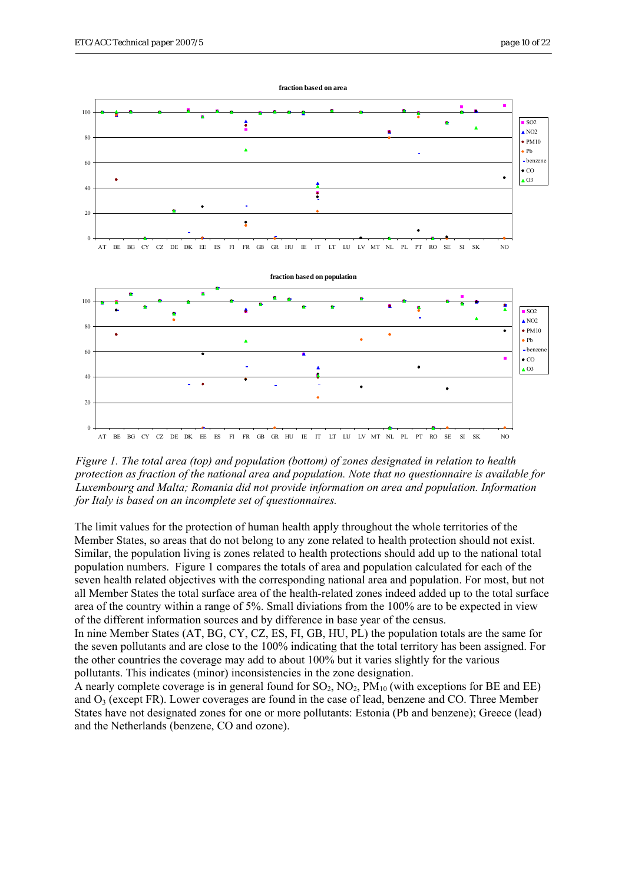*Figure 1. The total area (top) and population (bottom) of zones designated in relation to health protection as fraction of the national area and population. Note that no questionnaire is available for Luxembourg and Malta; Romania did not provide information on area and population. Information for Italy is based on an incomplete set of questionnaires.*

The limit values for the protection of human health apply throughout the whole territories of the Member States, so areas that do not belong to any zone related to health protection should not exist. Similar, the population living is zones related to health protections should add up to the national total population numbers. Figure 1 compares the totals of area and population calculated for each of the seven health related objectives with the corresponding national area and population. For most, but not all Member States the total surface area of the health-related zones indeed added up to the total surface area of the country within a range of 5%. Small diviations from the 100% are to be expected in view of the different information sources and by difference in base year of the census.

In nine Member States (AT, BG, CY, CZ, ES, FI, GB, HU, PL) the population totals are the same for the seven pollutants and are close to the 100% indicating that the total territory has been assigned. For the other countries the coverage may add to about 100% but it varies slightly for the various pollutants. This indicates (minor) inconsistencies in the zone designation.

A nearly complete coverage is in general found for $SO_2$, $NO_2$, $PM_{10}$ (with exceptions for BE and EE) and $O_3$ (except FR). Lower coverages are found in the case of lead, benzene and CO. Three Member States have not designated zones for one or more pollutants: Estonia (Pb and benzene); Greece (lead) and the Netherlands (benzene, CO and ozone).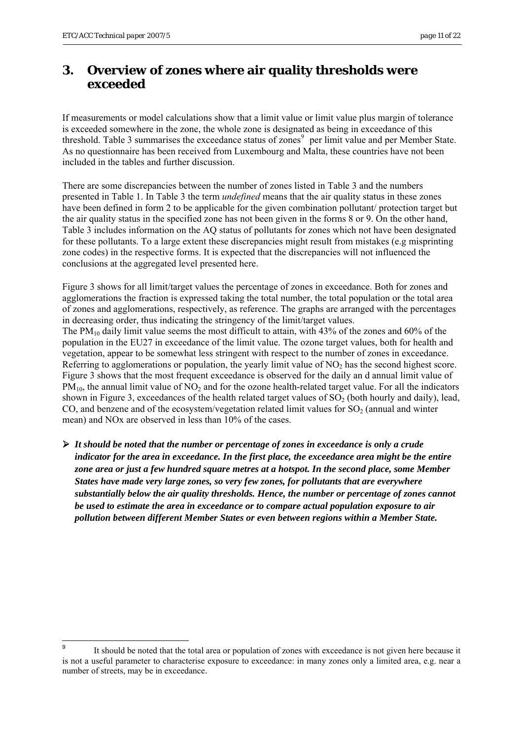# 3. Overview of zones where air quality thresholds were exceeded

If measurements or model calculations show that a limit value or limit value plus margin of tolerance is exceeded somewhere in the zone, the whole zone is designated as being in exceedance of this threshold. Table 3 summarises the exceedance status of zones[9] per limit value and per Member State. As no questionnaire has been received from Luxembourg and Malta, these countries have not been included in the tables and further discussion.

There are some discrepancies between the number of zones listed in Table 3 and the numbers presented in Table 1. In Table 3 the term *undefined* means that the air quality status in these zones have been defined in form 2 to be applicable for the given combination pollutant/ protection target but the air quality status in the specified zone has not been given in the forms 8 or 9. On the other hand, Table 3 includes information on the AQ status of pollutants for zones which not have been designated for these pollutants. To a large extent these discrepancies might result from mistakes (e.g misprinting zone codes) in the respective forms. It is expected that the discrepancies will not influenced the conclusions at the aggregated level presented here.

Figure 3 shows for all limit/target values the percentage of zones in exceedance. Both for zones and agglomerations the fraction is expressed taking the total number, the total population or the total area of zones and agglomerations, respectively, as reference. The graphs are arranged with the percentages in decreasing order, thus indicating the stringency of the limit/target values.
The $PM_{10}$ daily limit value seems the most difficult to attain, with 43% of the zones and 60% of the population in the EU27 in exceedance of the limit value. The ozone target values, both for health and vegetation, appear to be somewhat less stringent with respect to the number of zones in exceedance. Referring to agglomerations or population, the yearly limit value of $NO_2$ has the second highest score. Figure 3 shows that the most frequent exceedance is observed for the daily an d annual limit value of $PM_{10}$, the annual limit value of $NO_2$ and for the ozone health-related target value. For all the indicators shown in Figure 3, exceedances of the health related target values of $SO_2$ (both hourly and daily), lead, CO, and benzene and of the ecosystem/vegetation related limit values for $SO_2$ (annual and winter mean) and NOx are observed in less than 10% of the cases.

- ***It should be noted that the number or percentage of zones in exceedance is only a crude indicator for the area in exceedance. In the first place, the exceedance area might be the entire zone area or just a few hundred square metres at a hotspot. In the second place, some Member States have made very large zones, so very few zones, for pollutants that are everywhere substantially below the air quality thresholds. Hence, the number or percentage of zones cannot be used to estimate the area in exceedance or to compare actual population exposure to air pollution between different Member States or even between regions within a Member State.***

[9] It should be noted that the total area or population of zones with exceedance is not given here because it is not a useful parameter to characterise exposure to exceedance: in many zones only a limited area, e.g. near a number of streets, may be in exceedance.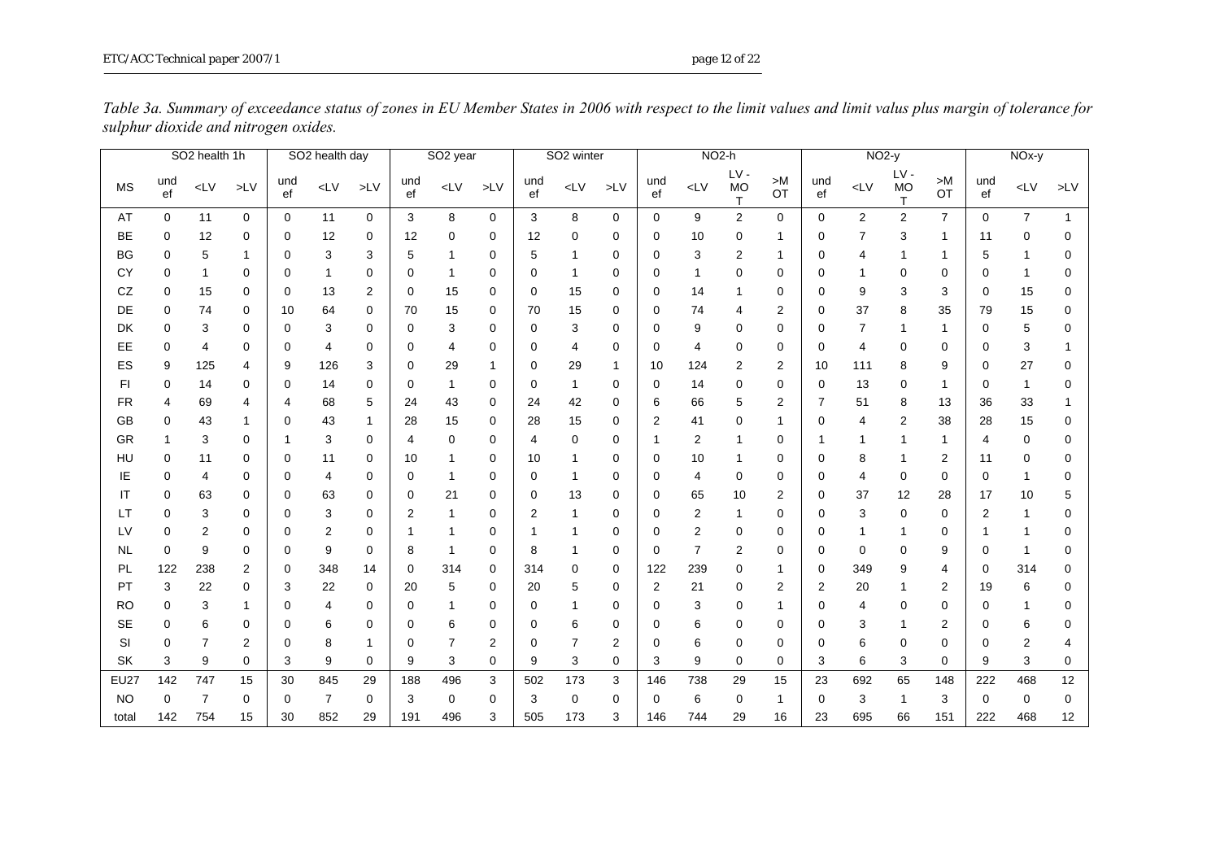*Table 3a. Summary of exceedance status of zones in EU Member States in 2006 with respect to the limit values and limit valus plus margin of tolerance for sulphur dioxide and nitrogen oxides.*

| | SO2 health 1h | | | SO2 health day | | | SO2 year | | | SO2 winter | | | NO2-h | | | | NO2-y | | | | NOx-y | | |
|---|---|---|---|---|---|---|---|---|---|---|---|---|---|---|---|---|---|---|---|---|---|---|---|
| MS | undef | <LV | >LV | undef | <LV | >LV | undef | <LV | >LV | undef | <LV | >LV | undef | <LV | LV - MOT | >MOT | undef | <LV | LV - MOT | >MOT | undef | <LV | >LV |
| AT | 0 | 11 | 0 | 0 | 11 | 0 | 3 | 8 | 0 | 3 | 8 | 0 | 0 | 9 | 2 | 0 | 0 | 2 | 2 | 7 | 0 | 7 | 1 |
| BE | 0 | 12 | 0 | 0 | 12 | 0 | 12 | 0 | 0 | 12 | 0 | 0 | 0 | 10 | 0 | 1 | 0 | 7 | 3 | 1 | 11 | 0 | 0 |
| BG | 0 | 5 | 1 | 0 | 3 | 3 | 5 | 1 | 0 | 5 | 1 | 0 | 0 | 3 | 2 | 1 | 0 | 4 | 1 | 1 | 5 | 1 | 0 |
| CY | 0 | 1 | 0 | 0 | 1 | 0 | 0 | 1 | 0 | 0 | 1 | 0 | 0 | 1 | 0 | 0 | 0 | 1 | 0 | 0 | 0 | 1 | 0 |
| CZ | 0 | 15 | 0 | 0 | 13 | 2 | 0 | 15 | 0 | 0 | 15 | 0 | 0 | 14 | 1 | 0 | 0 | 9 | 3 | 3 | 0 | 15 | 0 |
| DE | 0 | 74 | 0 | 10 | 64 | 0 | 70 | 15 | 0 | 70 | 15 | 0 | 0 | 74 | 4 | 2 | 0 | 37 | 8 | 35 | 79 | 15 | 0 |
| DK | 0 | 3 | 0 | 0 | 3 | 0 | 0 | 3 | 0 | 0 | 3 | 0 | 0 | 9 | 0 | 0 | 0 | 7 | 1 | 1 | 0 | 5 | 0 |
| EE | 0 | 4 | 0 | 0 | 4 | 0 | 0 | 4 | 0 | 0 | 4 | 0 | 0 | 4 | 0 | 0 | 0 | 4 | 0 | 0 | 0 | 3 | 1 |
| ES | 9 | 125 | 4 | 9 | 126 | 3 | 0 | 29 | 1 | 0 | 29 | 1 | 10 | 124 | 2 | 2 | 10 | 111 | 8 | 9 | 0 | 27 | 0 |
| FI | 0 | 14 | 0 | 0 | 14 | 0 | 0 | 1 | 0 | 0 | 1 | 0 | 0 | 14 | 0 | 0 | 0 | 13 | 0 | 1 | 0 | 1 | 0 |
| FR | 4 | 69 | 4 | 4 | 68 | 5 | 24 | 43 | 0 | 24 | 42 | 0 | 6 | 66 | 5 | 2 | 7 | 51 | 8 | 13 | 36 | 33 | 1 |
| GB | 0 | 43 | 1 | 0 | 43 | 1 | 28 | 15 | 0 | 28 | 15 | 0 | 2 | 41 | 0 | 1 | 0 | 4 | 2 | 38 | 28 | 15 | 0 |
| GR | 1 | 3 | 0 | 1 | 3 | 0 | 4 | 0 | 0 | 4 | 0 | 0 | 1 | 2 | 1 | 0 | 1 | 1 | 1 | 1 | 4 | 0 | 0 |
| HU | 0 | 11 | 0 | 0 | 11 | 0 | 10 | 1 | 0 | 10 | 1 | 0 | 0 | 10 | 1 | 0 | 0 | 8 | 1 | 2 | 11 | 0 | 0 |
| IE | 0 | 4 | 0 | 0 | 4 | 0 | 0 | 1 | 0 | 0 | 1 | 0 | 0 | 4 | 0 | 0 | 0 | 4 | 0 | 0 | 0 | 1 | 0 |
| IT | 0 | 63 | 0 | 0 | 63 | 0 | 0 | 21 | 0 | 0 | 13 | 0 | 0 | 65 | 10 | 2 | 0 | 37 | 12 | 28 | 17 | 10 | 5 |
| LT | 0 | 3 | 0 | 0 | 3 | 0 | 2 | 1 | 0 | 2 | 1 | 0 | 0 | 2 | 1 | 0 | 0 | 3 | 0 | 0 | 2 | 1 | 0 |
| LV | 0 | 2 | 0 | 0 | 2 | 0 | 1 | 1 | 0 | 1 | 1 | 0 | 0 | 2 | 0 | 0 | 0 | 1 | 1 | 0 | 1 | 1 | 0 |
| NL | 0 | 9 | 0 | 0 | 9 | 0 | 8 | 1 | 0 | 8 | 1 | 0 | 0 | 7 | 2 | 0 | 0 | 0 | 0 | 9 | 0 | 1 | 0 |
| PL | 122 | 238 | 2 | 0 | 348 | 14 | 0 | 314 | 0 | 314 | 0 | 0 | 122 | 239 | 0 | 1 | 0 | 349 | 9 | 4 | 0 | 314 | 0 |
| PT | 3 | 22 | 0 | 3 | 22 | 0 | 20 | 5 | 0 | 20 | 5 | 0 | 2 | 21 | 0 | 2 | 2 | 20 | 1 | 2 | 19 | 6 | 0 |
| RO | 0 | 3 | 1 | 0 | 4 | 0 | 0 | 1 | 0 | 0 | 1 | 0 | 0 | 3 | 0 | 1 | 0 | 4 | 0 | 0 | 0 | 1 | 0 |
| SE | 0 | 6 | 0 | 0 | 6 | 0 | 0 | 6 | 0 | 0 | 6 | 0 | 0 | 6 | 0 | 0 | 0 | 3 | 1 | 2 | 0 | 6 | 0 |
| SI | 0 | 7 | 2 | 0 | 8 | 1 | 0 | 7 | 2 | 0 | 7 | 2 | 0 | 6 | 0 | 0 | 0 | 6 | 0 | 0 | 0 | 2 | 4 |
| SK | 3 | 9 | 0 | 3 | 9 | 0 | 9 | 3 | 0 | 9 | 3 | 0 | 3 | 9 | 0 | 0 | 3 | 6 | 3 | 0 | 9 | 3 | 0 |
| EU27 | 142 | 747 | 15 | 30 | 845 | 29 | 188 | 496 | 3 | 502 | 173 | 3 | 146 | 738 | 29 | 15 | 23 | 692 | 65 | 148 | 222 | 468 | 12 |
| NO | 0 | 7 | 0 | 0 | 7 | 0 | 3 | 0 | 0 | 3 | 0 | 0 | 0 | 6 | 0 | 1 | 0 | 3 | 1 | 3 | 0 | 0 | 0 |
| total | 142 | 754 | 15 | 30 | 852 | 29 | 191 | 496 | 3 | 505 | 173 | 3 | 146 | 744 | 29 | 16 | 23 | 695 | 66 | 151 | 222 | 468 | 12 |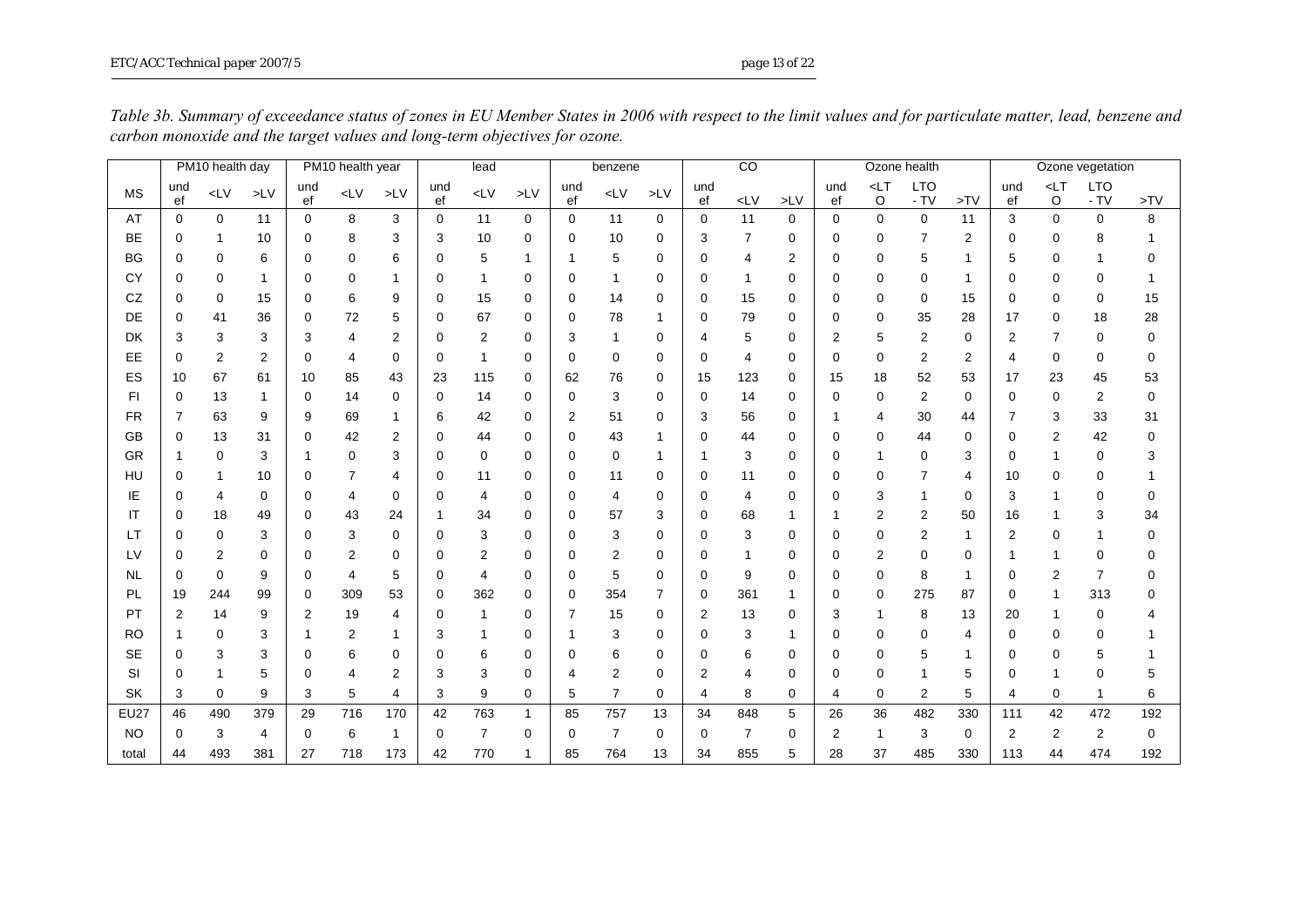*Table 3b. Summary of exceedance status of zones in EU Member States in 2006 with respect to the limit values and for particulate matter, lead, benzene and carbon monoxide and the target values and long-term objectives for ozone.*

| | PM10 health day | | | PM10 health year | | | lead | | | benzene | | | CO | | | Ozone health | | | | Ozone vegetation | | | |
|---|---|---|---|---|---|---|---|---|---|---|---|---|---|---|---|---|---|---|---|---|---|---|---|
| MS | undef | <LV | >LV | undef | <LV | >LV | undef | <LV | >LV | undef | <LV | >LV | undef | <LV | >LV | undef | <LTO | LTO - TV | >TV | undef | <LTO | LTO - TV | >TV |
| AT | 0 | 0 | 11 | 0 | 8 | 3 | 0 | 11 | 0 | 0 | 11 | 0 | 0 | 11 | 0 | 0 | 0 | 0 | 11 | 3 | 0 | 0 | 8 |
| BE | 0 | 1 | 10 | 0 | 8 | 3 | 3 | 10 | 0 | 0 | 10 | 0 | 3 | 7 | 0 | 0 | 0 | 7 | 2 | 0 | 0 | 8 | 1 |
| BG | 0 | 0 | 6 | 0 | 0 | 6 | 0 | 5 | 1 | 1 | 5 | 0 | 0 | 4 | 2 | 0 | 0 | 5 | 1 | 5 | 0 | 1 | 0 |
| CY | 0 | 0 | 1 | 0 | 0 | 1 | 0 | 1 | 0 | 0 | 1 | 0 | 0 | 1 | 0 | 0 | 0 | 0 | 1 | 0 | 0 | 0 | 1 |
| CZ | 0 | 0 | 15 | 0 | 6 | 9 | 0 | 15 | 0 | 0 | 14 | 0 | 0 | 15 | 0 | 0 | 0 | 0 | 15 | 0 | 0 | 0 | 15 |
| DE | 0 | 41 | 36 | 0 | 72 | 5 | 0 | 67 | 0 | 0 | 78 | 1 | 0 | 79 | 0 | 0 | 0 | 35 | 28 | 17 | 0 | 18 | 28 |
| DK | 3 | 3 | 3 | 3 | 4 | 2 | 0 | 2 | 0 | 3 | 1 | 0 | 4 | 5 | 0 | 2 | 5 | 2 | 0 | 2 | 7 | 0 | 0 |
| EE | 0 | 2 | 2 | 0 | 4 | 0 | 0 | 1 | 0 | 0 | 0 | 0 | 0 | 4 | 0 | 0 | 0 | 2 | 2 | 4 | 0 | 0 | 0 |
| ES | 10 | 67 | 61 | 10 | 85 | 43 | 23 | 115 | 0 | 62 | 76 | 0 | 15 | 123 | 0 | 15 | 18 | 52 | 53 | 17 | 23 | 45 | 53 |
| FI | 0 | 13 | 1 | 0 | 14 | 0 | 0 | 14 | 0 | 0 | 3 | 0 | 0 | 14 | 0 | 0 | 0 | 2 | 0 | 0 | 0 | 2 | 0 |
| FR | 7 | 63 | 9 | 9 | 69 | 1 | 6 | 42 | 0 | 2 | 51 | 0 | 3 | 56 | 0 | 1 | 4 | 30 | 44 | 7 | 3 | 33 | 31 |
| GB | 0 | 13 | 31 | 0 | 42 | 2 | 0 | 44 | 0 | 0 | 43 | 1 | 0 | 44 | 0 | 0 | 0 | 44 | 0 | 0 | 2 | 42 | 0 |
| GR | 1 | 0 | 3 | 1 | 0 | 3 | 0 | 0 | 0 | 0 | 0 | 1 | 1 | 3 | 0 | 0 | 1 | 0 | 3 | 0 | 1 | 0 | 3 |
| HU | 0 | 1 | 10 | 0 | 7 | 4 | 0 | 11 | 0 | 0 | 11 | 0 | 0 | 11 | 0 | 0 | 0 | 7 | 4 | 10 | 0 | 0 | 1 |
| IE | 0 | 4 | 0 | 0 | 4 | 0 | 0 | 4 | 0 | 0 | 4 | 0 | 0 | 4 | 0 | 0 | 3 | 1 | 0 | 3 | 1 | 0 | 0 |
| IT | 0 | 18 | 49 | 0 | 43 | 24 | 1 | 34 | 0 | 0 | 57 | 3 | 0 | 68 | 1 | 1 | 2 | 2 | 50 | 16 | 1 | 3 | 34 |
| LT | 0 | 0 | 3 | 0 | 3 | 0 | 0 | 3 | 0 | 0 | 3 | 0 | 0 | 3 | 0 | 0 | 0 | 2 | 1 | 2 | 0 | 1 | 0 |
| LV | 0 | 2 | 0 | 0 | 2 | 0 | 0 | 2 | 0 | 0 | 2 | 0 | 0 | 1 | 0 | 0 | 2 | 0 | 0 | 1 | 1 | 0 | 0 |
| NL | 0 | 0 | 9 | 0 | 4 | 5 | 0 | 4 | 0 | 0 | 5 | 0 | 0 | 9 | 0 | 0 | 0 | 8 | 1 | 0 | 2 | 7 | 0 |
| PL | 19 | 244 | 99 | 0 | 309 | 53 | 0 | 362 | 0 | 0 | 354 | 7 | 0 | 361 | 1 | 0 | 0 | 275 | 87 | 0 | 1 | 313 | 0 |
| PT | 2 | 14 | 9 | 2 | 19 | 4 | 0 | 1 | 0 | 7 | 15 | 0 | 2 | 13 | 0 | 3 | 1 | 8 | 13 | 20 | 1 | 0 | 4 |
| RO | 1 | 0 | 3 | 1 | 2 | 1 | 3 | 1 | 0 | 1 | 3 | 0 | 0 | 3 | 1 | 0 | 0 | 0 | 4 | 0 | 0 | 0 | 1 |
| SE | 0 | 3 | 3 | 0 | 6 | 0 | 0 | 6 | 0 | 0 | 6 | 0 | 0 | 6 | 0 | 0 | 0 | 5 | 1 | 0 | 0 | 5 | 1 |
| SI | 0 | 1 | 5 | 0 | 4 | 2 | 3 | 3 | 0 | 4 | 2 | 0 | 2 | 4 | 0 | 0 | 0 | 1 | 5 | 0 | 1 | 0 | 5 |
| SK | 3 | 0 | 9 | 3 | 5 | 4 | 3 | 9 | 0 | 5 | 7 | 0 | 4 | 8 | 0 | 4 | 0 | 2 | 5 | 4 | 0 | 1 | 6 |
| EU27 | 46 | 490 | 379 | 29 | 716 | 170 | 42 | 763 | 1 | 85 | 757 | 13 | 34 | 848 | 5 | 26 | 36 | 482 | 330 | 111 | 42 | 472 | 192 |
| NO | 0 | 3 | 4 | 0 | 6 | 1 | 0 | 7 | 0 | 0 | 7 | 0 | 0 | 7 | 0 | 2 | 1 | 3 | 0 | 2 | 2 | 2 | 0 |
| total | 44 | 493 | 381 | 27 | 718 | 173 | 42 | 770 | 1 | 85 | 764 | 13 | 34 | 855 | 5 | 28 | 37 | 485 | 330 | 113 | 44 | 474 | 192 |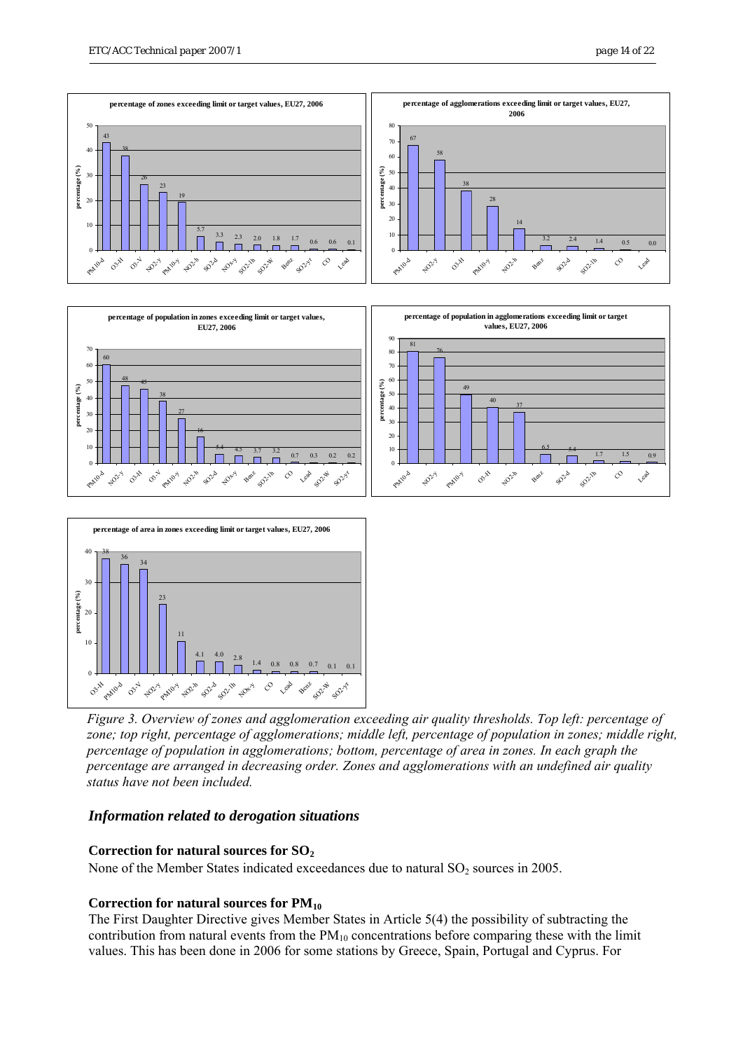*Figure 3. Overview of zones and agglomeration exceeding air quality thresholds. Top left: percentage of zone; top right, percentage of agglomerations; middle left, percentage of population in zones; middle right, percentage of population in agglomerations; bottom, percentage of area in zones. In each graph the percentage are arranged in decreasing order. Zones and agglomerations with an undefined air quality status have not been included.*

## *Information related to derogation situations*

### Correction for natural sources for $SO_2$

None of the Member States indicated exceedances due to natural $SO_2$ sources in 2005.

### Correction for natural sources for $PM_{10}$

The First Daughter Directive gives Member States in Article 5(4) the possibility of subtracting the contribution from natural events from the $PM_{10}$ concentrations before comparing these with the limit values. This has been done in 2006 for some stations by Greece, Spain, Portugal and Cyprus. For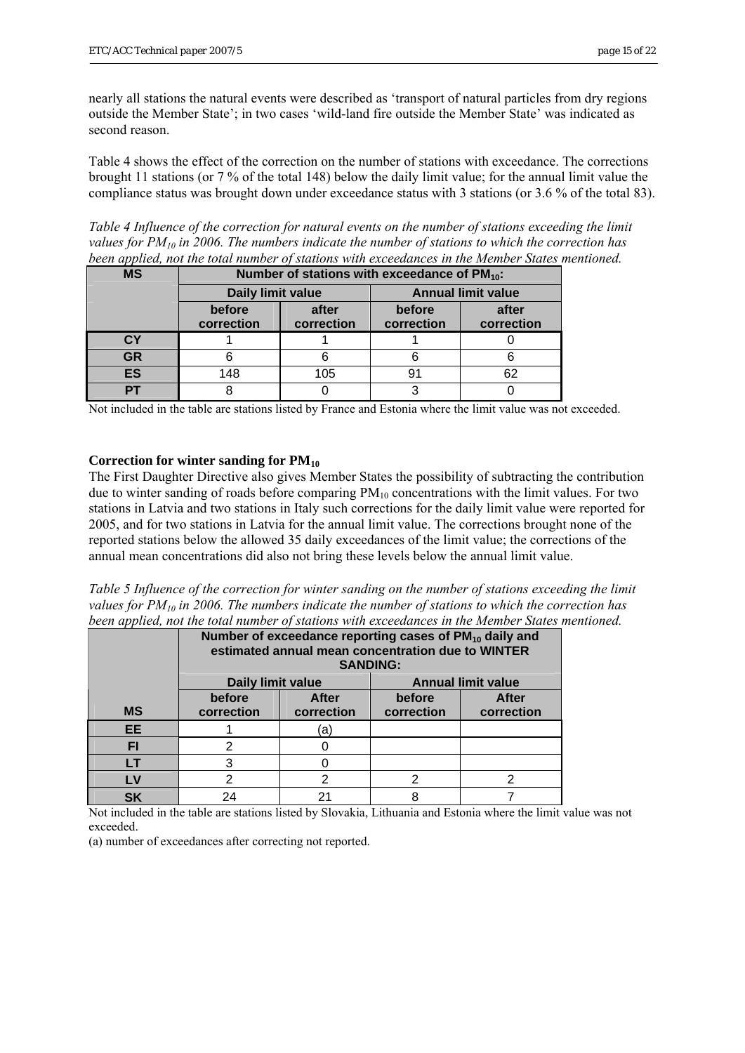nearly all stations the natural events were described as 'transport of natural particles from dry regions outside the Member State'; in two cases 'wild-land fire outside the Member State' was indicated as second reason.

Table 4 shows the effect of the correction on the number of stations with exceedance. The corrections brought 11 stations (or 7 % of the total 148) below the daily limit value; for the annual limit value the compliance status was brought down under exceedance status with 3 stations (or 3.6 % of the total 83).

*Table 4 Influence of the correction for natural events on the number of stations exceeding the limit values for $PM_{10}$ in 2006. The numbers indicate the number of stations to which the correction has been applied, not the total number of stations with exceedances in the Member States mentioned.*

| MS | Number of stations with exceedance of $PM_{10}$: | | | |
|---|---|---|---|---|
| | Daily limit value | | Annual limit value | |
| | before correction | after correction | before correction | after correction |
| CY | 1 | 1 | 1 | 0 |
| GR | 6 | 6 | 6 | 6 |
| ES | 148 | 105 | 91 | 62 |
| PT | 8 | 0 | 3 | 0 |

Not included in the table are stations listed by France and Estonia where the limit value was not exceeded.

**Correction for winter sanding for $PM_{10}$**

The First Daughter Directive also gives Member States the possibility of subtracting the contribution due to winter sanding of roads before comparing $PM_{10}$ concentrations with the limit values. For two stations in Latvia and two stations in Italy such corrections for the daily limit value were reported for 2005, and for two stations in Latvia for the annual limit value. The corrections brought none of the reported stations below the allowed 35 daily exceedances of the limit value; the corrections of the annual mean concentrations did also not bring these levels below the annual limit value.

*Table 5 Influence of the correction for winter sanding on the number of stations exceeding the limit values for $PM_{10}$ in 2006. The numbers indicate the number of stations to which the correction has been applied, not the total number of stations with exceedances in the Member States mentioned.*

| | Number of exceedance reporting cases of $PM_{10}$ daily and estimated annual mean concentration due to WINTER SANDING: | | | |
|---|---|---|---|---|
| | Daily limit value | | Annual limit value | |
| MS | before correction | After correction | before correction | After correction |
| EE | 1 | (a) | | |
| FI | 2 | 0 | | |
| LT | 3 | 0 | | |
| LV | 2 | 2 | 2 | 2 |
| SK | 24 | 21 | 8 | 7 |

Not included in the table are stations listed by Slovakia, Lithuania and Estonia where the limit value was not exceeded.

(a) number of exceedances after correcting not reported.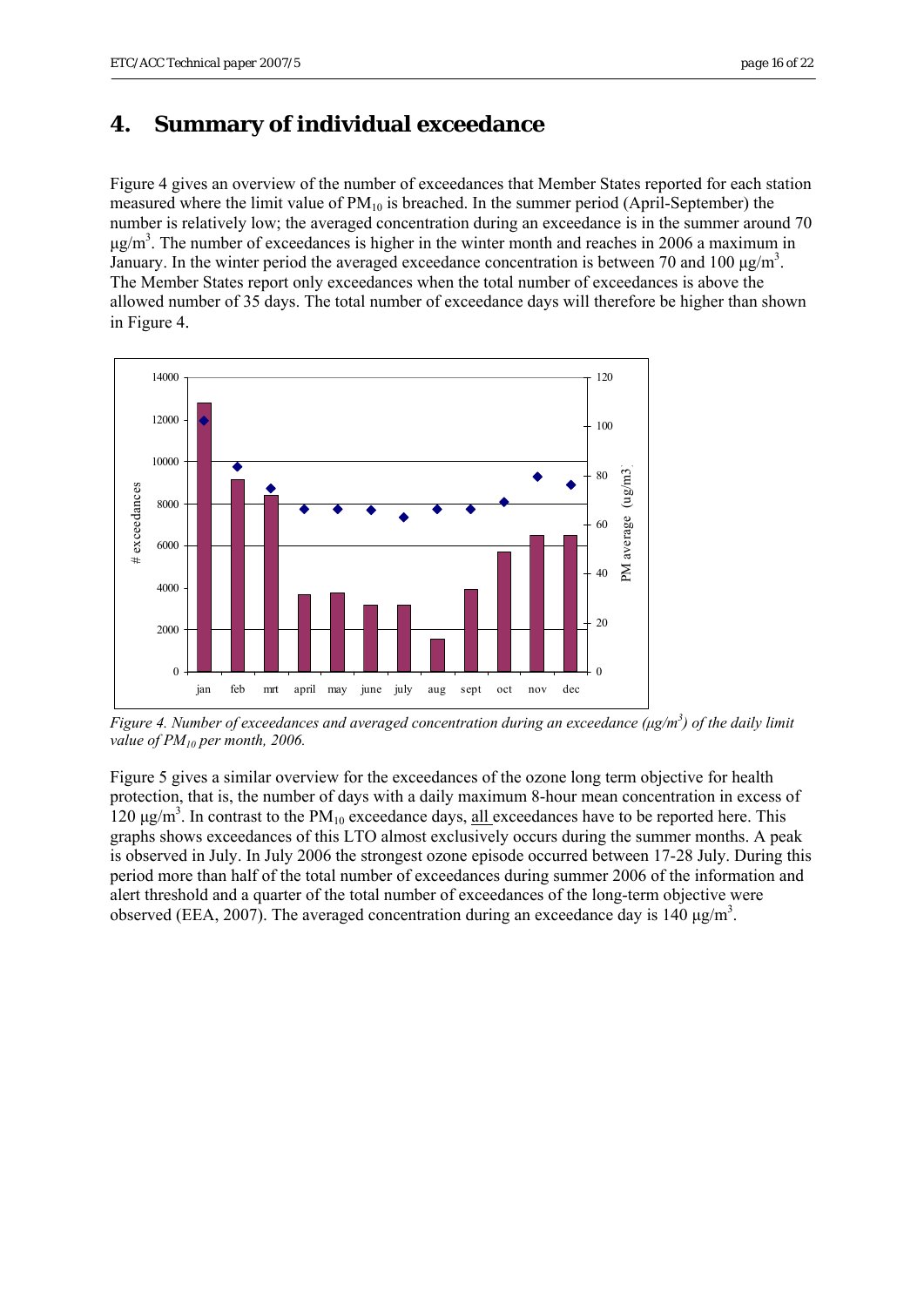## 4. Summary of individual exceedance

Figure 4 gives an overview of the number of exceedances that Member States reported for each station measured where the limit value of $PM_{10}$ is breached. In the summer period (April-September) the number is relatively low; the averaged concentration during an exceedance is in the summer around 70 µg/m$^3$. The number of exceedances is higher in the winter month and reaches in 2006 a maximum in January. In the winter period the averaged exceedance concentration is between 70 and 100 µg/m$^3$. The Member States report only exceedances when the total number of exceedances is above the allowed number of 35 days. The total number of exceedance days will therefore be higher than shown in Figure 4.

*Figure 4. Number of exceedances and averaged concentration during an exceedance (µg/m$^3$) of the daily limit value of $PM_{10}$ per month, 2006.*

Figure 5 gives a similar overview for the exceedances of the ozone long term objective for health protection, that is, the number of days with a daily maximum 8-hour mean concentration in excess of 120 µg/m$^3$. In contrast to the $PM_{10}$ exceedance days, all exceedances have to be reported here. This graphs shows exceedances of this LTO almost exclusively occurs during the summer months. A peak is observed in July. In July 2006 the strongest ozone episode occurred between 17-28 July. During this period more than half of the total number of exceedances during summer 2006 of the information and alert threshold and a quarter of the total number of exceedances of the long-term objective were observed (EEA, 2007). The averaged concentration during an exceedance day is 140 µg/m$^3$.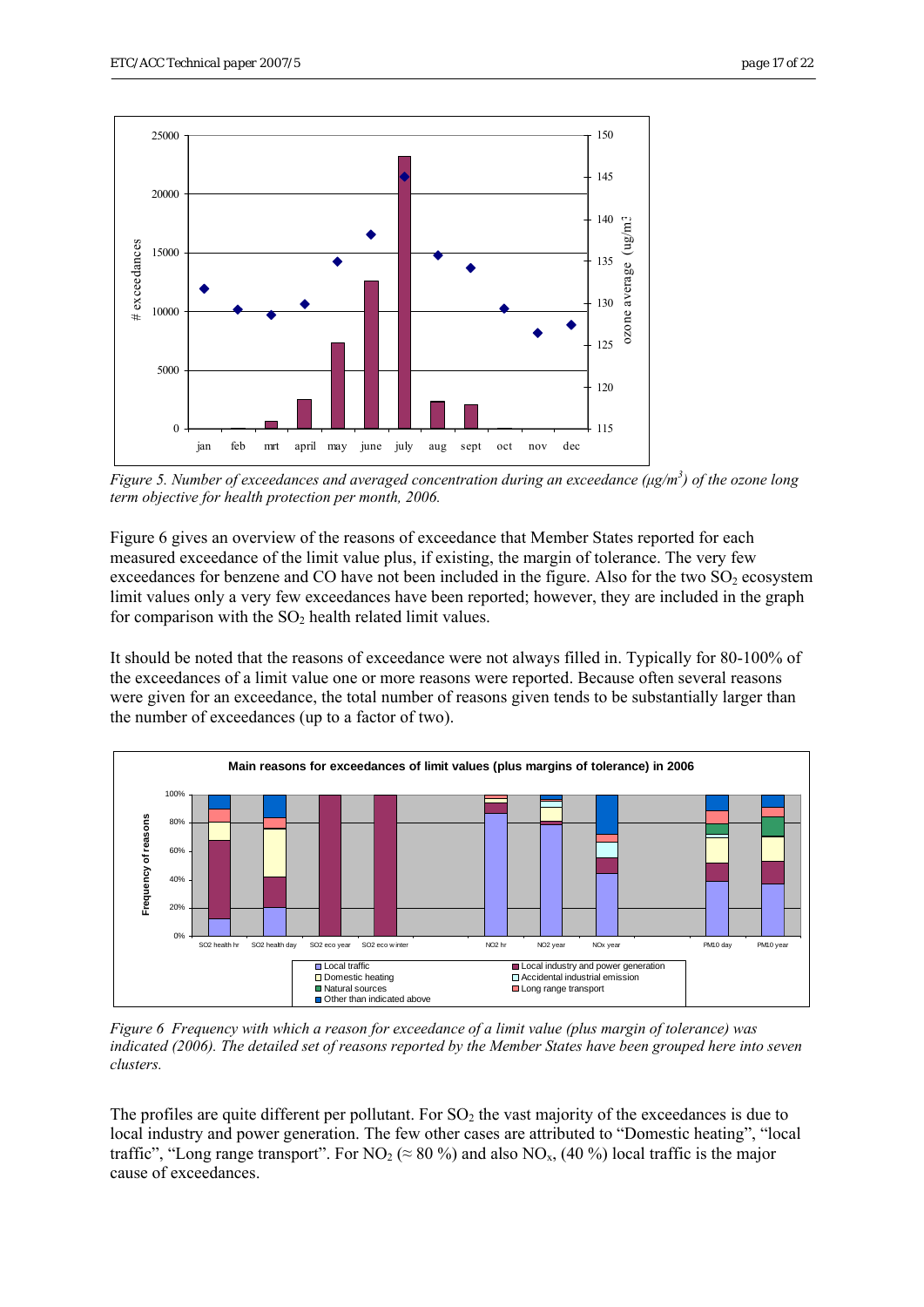*Figure 5. Number of exceedances and averaged concentration during an exceedance (μg/m$^3$) of the ozone long term objective for health protection per month, 2006.*

Figure 6 gives an overview of the reasons of exceedance that Member States reported for each measured exceedance of the limit value plus, if existing, the margin of tolerance. The very few exceedances for benzene and CO have not been included in the figure. Also for the two $SO_2$ ecosystem limit values only a very few exceedances have been reported; however, they are included in the graph for comparison with the $SO_2$ health related limit values.

It should be noted that the reasons of exceedance were not always filled in. Typically for 80-100% of the exceedances of a limit value one or more reasons were reported. Because often several reasons were given for an exceedance, the total number of reasons given tends to be substantially larger than the number of exceedances (up to a factor of two).

*Figure 6 Frequency with which a reason for exceedance of a limit value (plus margin of tolerance) was indicated (2006). The detailed set of reasons reported by the Member States have been grouped here into seven clusters.*

The profiles are quite different per pollutant. For $SO_2$ the vast majority of the exceedances is due to local industry and power generation. The few other cases are attributed to "Domestic heating", "local traffic", "Long range transport". For $NO_2$ (≈ 80 %) and also $NO_x$, (40 %) local traffic is the major cause of exceedances.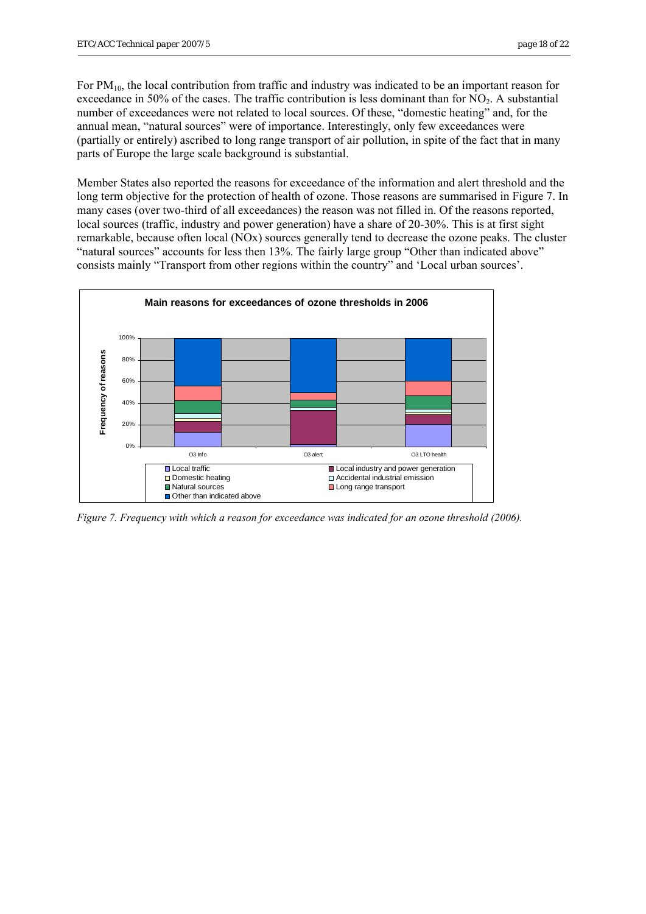For $PM_{10}$, the local contribution from traffic and industry was indicated to be an important reason for exceedance in 50% of the cases. The traffic contribution is less dominant than for $NO_2$. A substantial number of exceedances were not related to local sources. Of these, "domestic heating" and, for the annual mean, "natural sources" were of importance. Interestingly, only few exceedances were (partially or entirely) ascribed to long range transport of air pollution, in spite of the fact that in many parts of Europe the large scale background is substantial.

Member States also reported the reasons for exceedance of the information and alert threshold and the long term objective for the protection of health of ozone. Those reasons are summarised in Figure 7. In many cases (over two-third of all exceedances) the reason was not filled in. Of the reasons reported, local sources (traffic, industry and power generation) have a share of 20-30%. This is at first sight remarkable, because often local (NOx) sources generally tend to decrease the ozone peaks. The cluster "natural sources" accounts for less then 13%. The fairly large group "Other than indicated above" consists mainly "Transport from other regions within the country" and 'Local urban sources'.

*Figure 7. Frequency with which a reason for exceedance was indicated for an ozone threshold (2006).*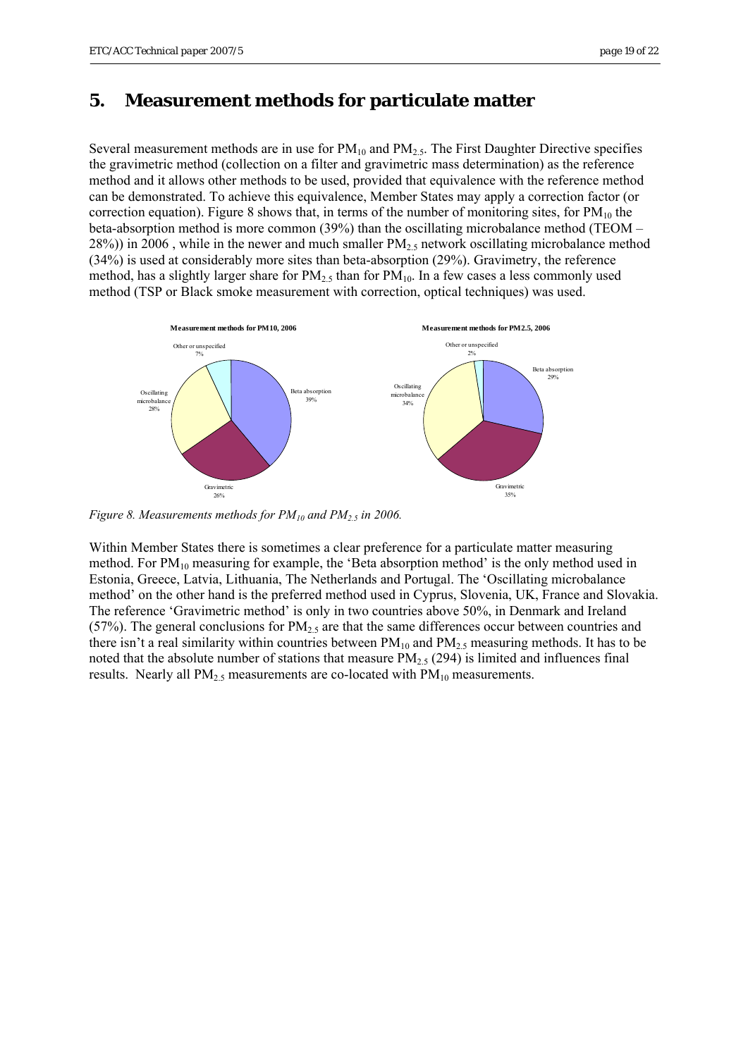## 5. Measurement methods for particulate matter

Several measurement methods are in use for $PM_{10}$ and $PM_{2.5}$. The First Daughter Directive specifies the gravimetric method (collection on a filter and gravimetric mass determination) as the reference method and it allows other methods to be used, provided that equivalence with the reference method can be demonstrated. To achieve this equivalence, Member States may apply a correction factor (or correction equation). Figure 8 shows that, in terms of the number of monitoring sites, for $PM_{10}$ the beta-absorption method is more common (39%) than the oscillating microbalance method (TEOM – 28%)) in 2006 , while in the newer and much smaller $PM_{2.5}$ network oscillating microbalance method (34%) is used at considerably more sites than beta-absorption (29%). Gravimetry, the reference method, has a slightly larger share for $PM_{2.5}$ than for $PM_{10}$. In a few cases a less commonly used method (TSP or Black smoke measurement with correction, optical techniques) was used.

*Figure 8. Measurements methods for $PM_{10}$ and $PM_{2.5}$ in 2006.*

Within Member States there is sometimes a clear preference for a particulate matter measuring method. For $PM_{10}$ measuring for example, the 'Beta absorption method' is the only method used in Estonia, Greece, Latvia, Lithuania, The Netherlands and Portugal. The 'Oscillating microbalance method' on the other hand is the preferred method used in Cyprus, Slovenia, UK, France and Slovakia. The reference 'Gravimetric method' is only in two countries above 50%, in Denmark and Ireland (57%). The general conclusions for $PM_{2.5}$ are that the same differences occur between countries and there isn't a real similarity within countries between $PM_{10}$ and $PM_{2.5}$ measuring methods. It has to be noted that the absolute number of stations that measure $PM_{2.5}$ (294) is limited and influences final results. Nearly all $PM_{2.5}$ measurements are co-located with $PM_{10}$ measurements.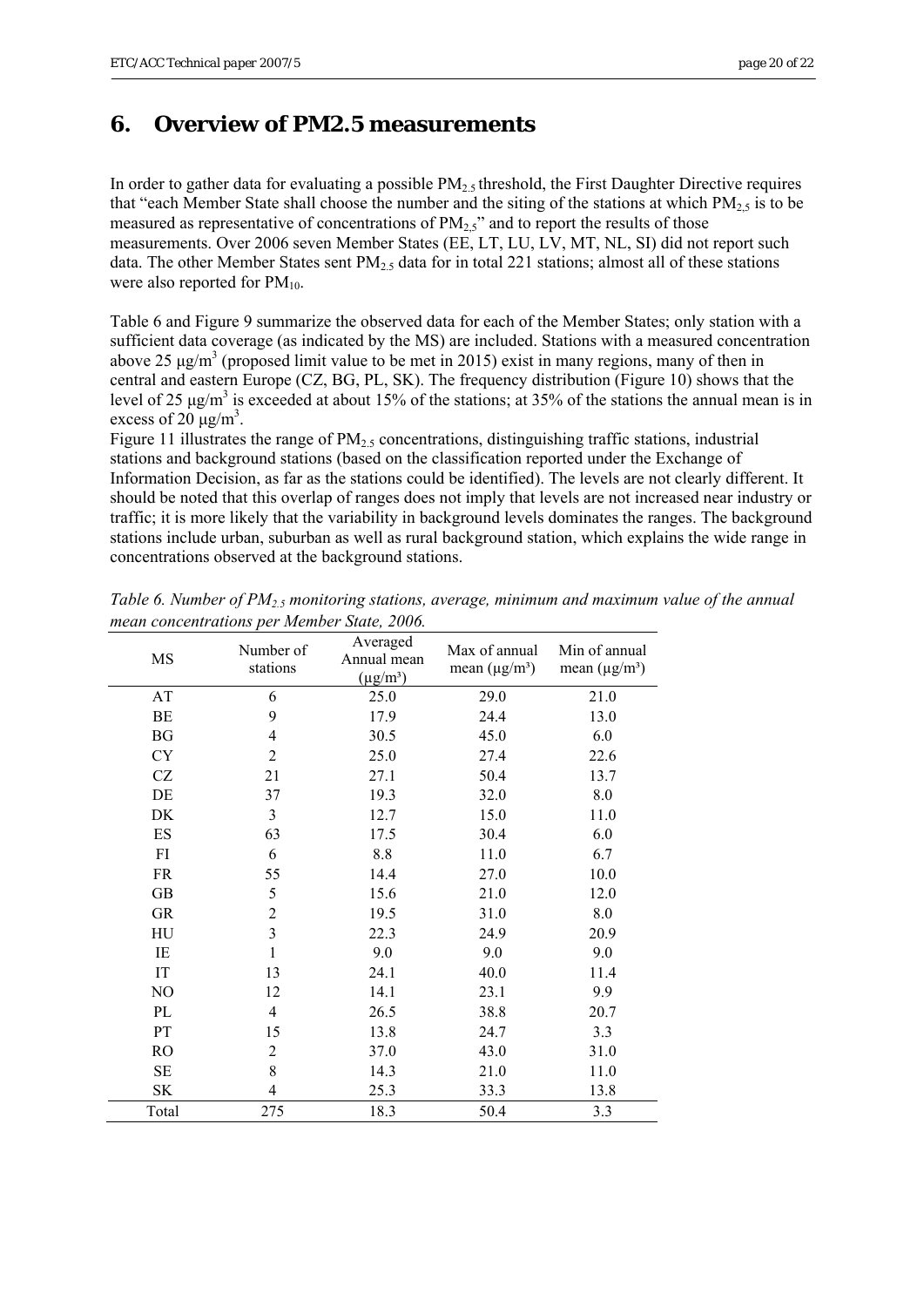# 6. Overview of PM2.5 measurements

In order to gather data for evaluating a possible $PM_{2.5}$ threshold, the First Daughter Directive requires that "each Member State shall choose the number and the siting of the stations at which $PM_{2,5}$ is to be measured as representative of concentrations of $PM_{2,5}$" and to report the results of those measurements. Over 2006 seven Member States (EE, LT, LU, LV, MT, NL, SI) did not report such data. The other Member States sent $PM_{2.5}$ data for in total 221 stations; almost all of these stations were also reported for $PM_{10}$.

Table 6 and Figure 9 summarize the observed data for each of the Member States; only station with a sufficient data coverage (as indicated by the MS) are included. Stations with a measured concentration above 25 μg/m$^3$ (proposed limit value to be met in 2015) exist in many regions, many of then in central and eastern Europe (CZ, BG, PL, SK). The frequency distribution (Figure 10) shows that the level of 25 μg/m$^3$ is exceeded at about 15% of the stations; at 35% of the stations the annual mean is in excess of 20 μg/m$^3$.

Figure 11 illustrates the range of $PM_{2.5}$ concentrations, distinguishing traffic stations, industrial stations and background stations (based on the classification reported under the Exchange of Information Decision, as far as the stations could be identified). The levels are not clearly different. It should be noted that this overlap of ranges does not imply that levels are not increased near industry or traffic; it is more likely that the variability in background levels dominates the ranges. The background stations include urban, suburban as well as rural background station, which explains the wide range in concentrations observed at the background stations.

*Table 6. Number of $PM_{2.5}$ monitoring stations, average, minimum and maximum value of the annual mean concentrations per Member State, 2006.*

| MS | Number of stations | Averaged Annual mean (μg/m³) | Max of annual mean (μg/m³) | Min of annual mean (μg/m³) |
|---|---|---|---|---|
| AT | 6 | 25.0 | 29.0 | 21.0 |
| BE | 9 | 17.9 | 24.4 | 13.0 |
| BG | 4 | 30.5 | 45.0 | 6.0 |
| CY | 2 | 25.0 | 27.4 | 22.6 |
| CZ | 21 | 27.1 | 50.4 | 13.7 |
| DE | 37 | 19.3 | 32.0 | 8.0 |
| DK | 3 | 12.7 | 15.0 | 11.0 |
| ES | 63 | 17.5 | 30.4 | 6.0 |
| FI | 6 | 8.8 | 11.0 | 6.7 |
| FR | 55 | 14.4 | 27.0 | 10.0 |
| GB | 5 | 15.6 | 21.0 | 12.0 |
| GR | 2 | 19.5 | 31.0 | 8.0 |
| HU | 3 | 22.3 | 24.9 | 20.9 |
| IE | 1 | 9.0 | 9.0 | 9.0 |
| IT | 13 | 24.1 | 40.0 | 11.4 |
| NO | 12 | 14.1 | 23.1 | 9.9 |
| PL | 4 | 26.5 | 38.8 | 20.7 |
| PT | 15 | 13.8 | 24.7 | 3.3 |
| RO | 2 | 37.0 | 43.0 | 31.0 |
| SE | 8 | 14.3 | 21.0 | 11.0 |
| SK | 4 | 25.3 | 33.3 | 13.8 |
| Total | 275 | 18.3 | 50.4 | 3.3 |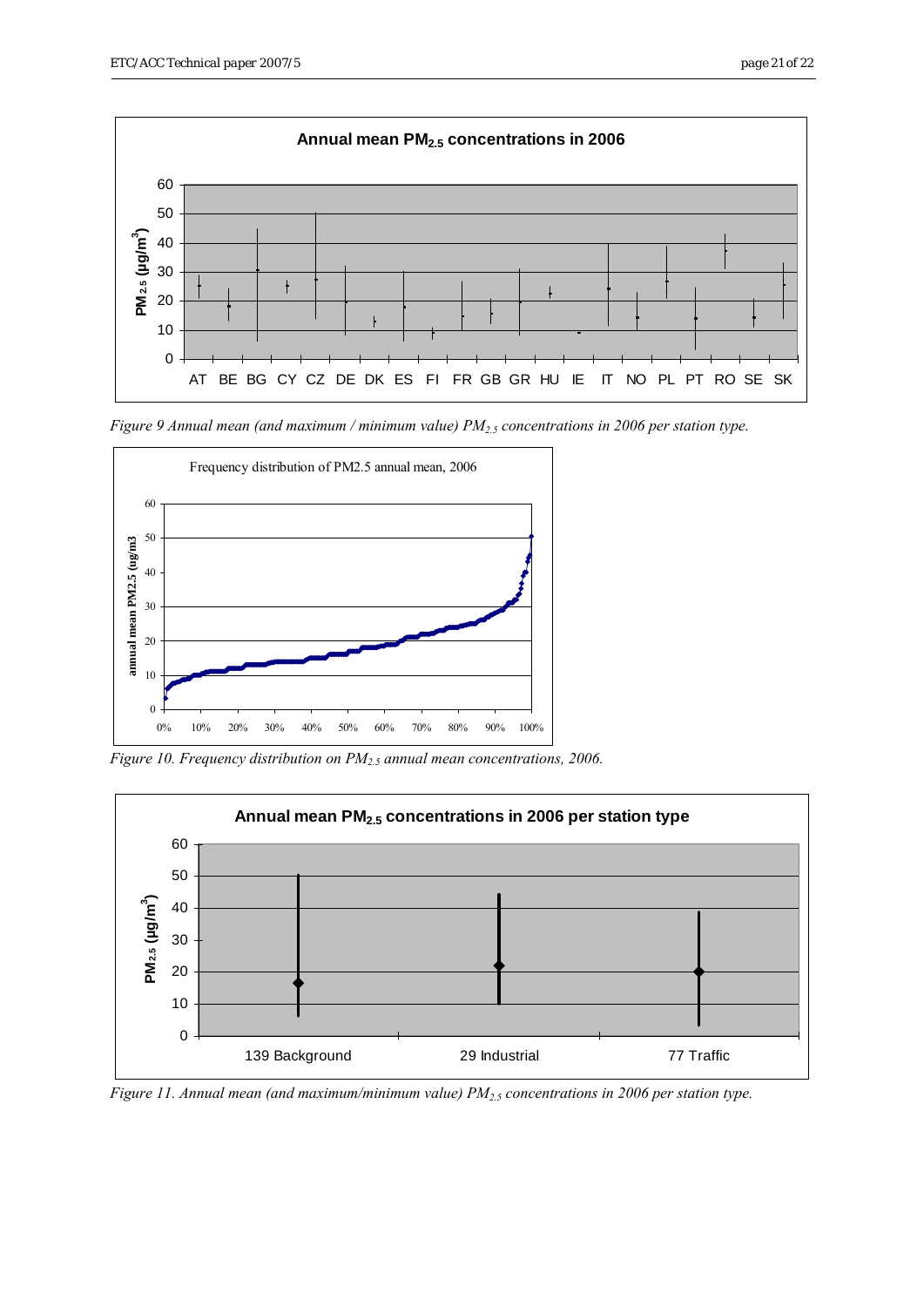*Figure 9 Annual mean (and maximum / minimum value) $PM_{2.5}$ concentrations in 2006 per station type.*

*Figure 10. Frequency distribution on $PM_{2.5}$ annual mean concentrations, 2006.*

*Figure 11. Annual mean (and maximum/minimum value) $PM_{2.5}$ concentrations in 2006 per station type.*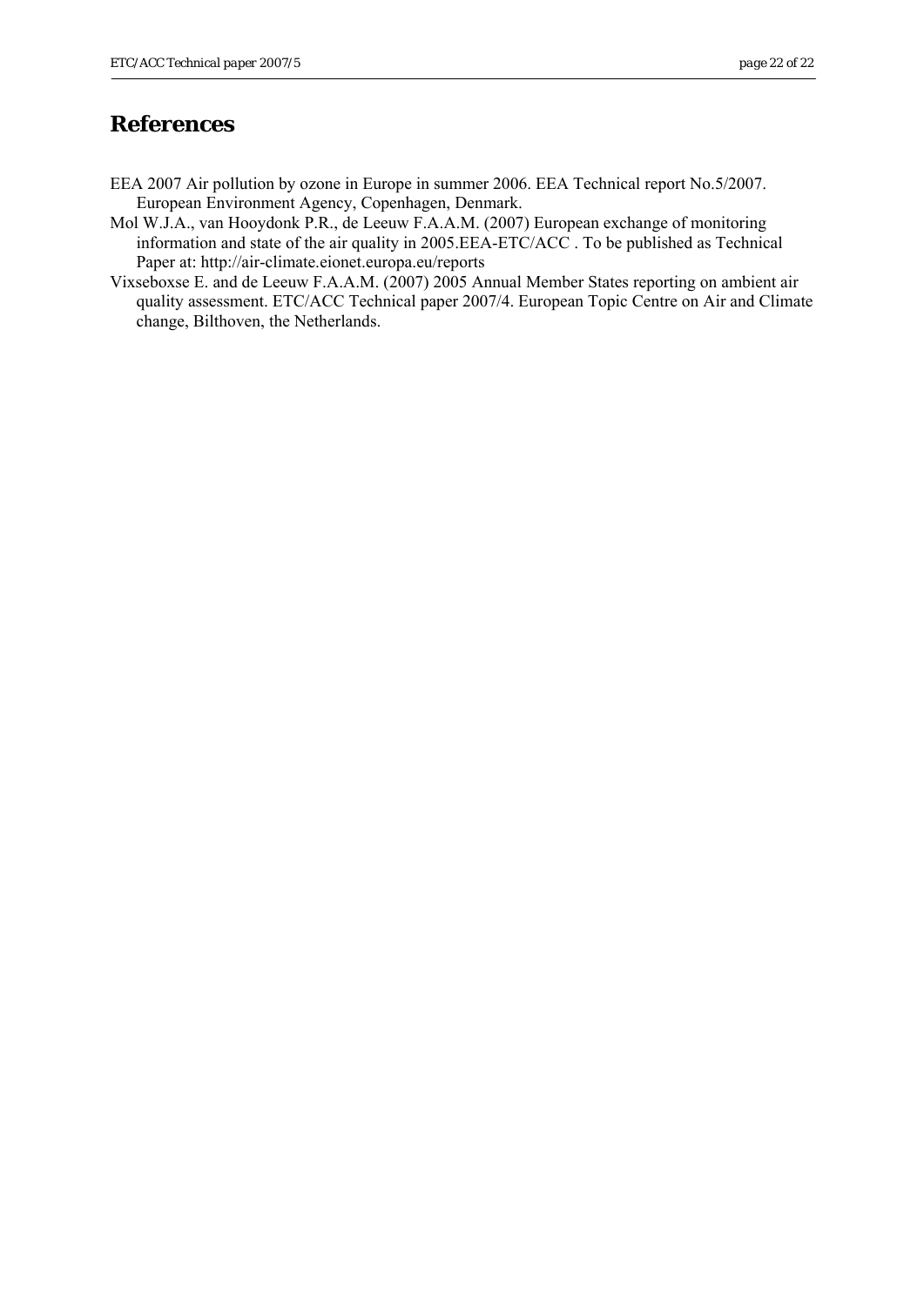# References

EEA 2007 Air pollution by ozone in Europe in summer 2006. EEA Technical report No.5/2007. European Environment Agency, Copenhagen, Denmark.

Mol W.J.A., van Hooydonk P.R., de Leeuw F.A.A.M. (2007) European exchange of monitoring information and state of the air quality in 2005.EEA-ETC/ACC . To be published as Technical Paper at: http://air-climate.eionet.europa.eu/reports

Vixseboxse E. and de Leeuw F.A.A.M. (2007) 2005 Annual Member States reporting on ambient air quality assessment. ETC/ACC Technical paper 2007/4. European Topic Centre on Air and Climate change, Bilthoven, the Netherlands.